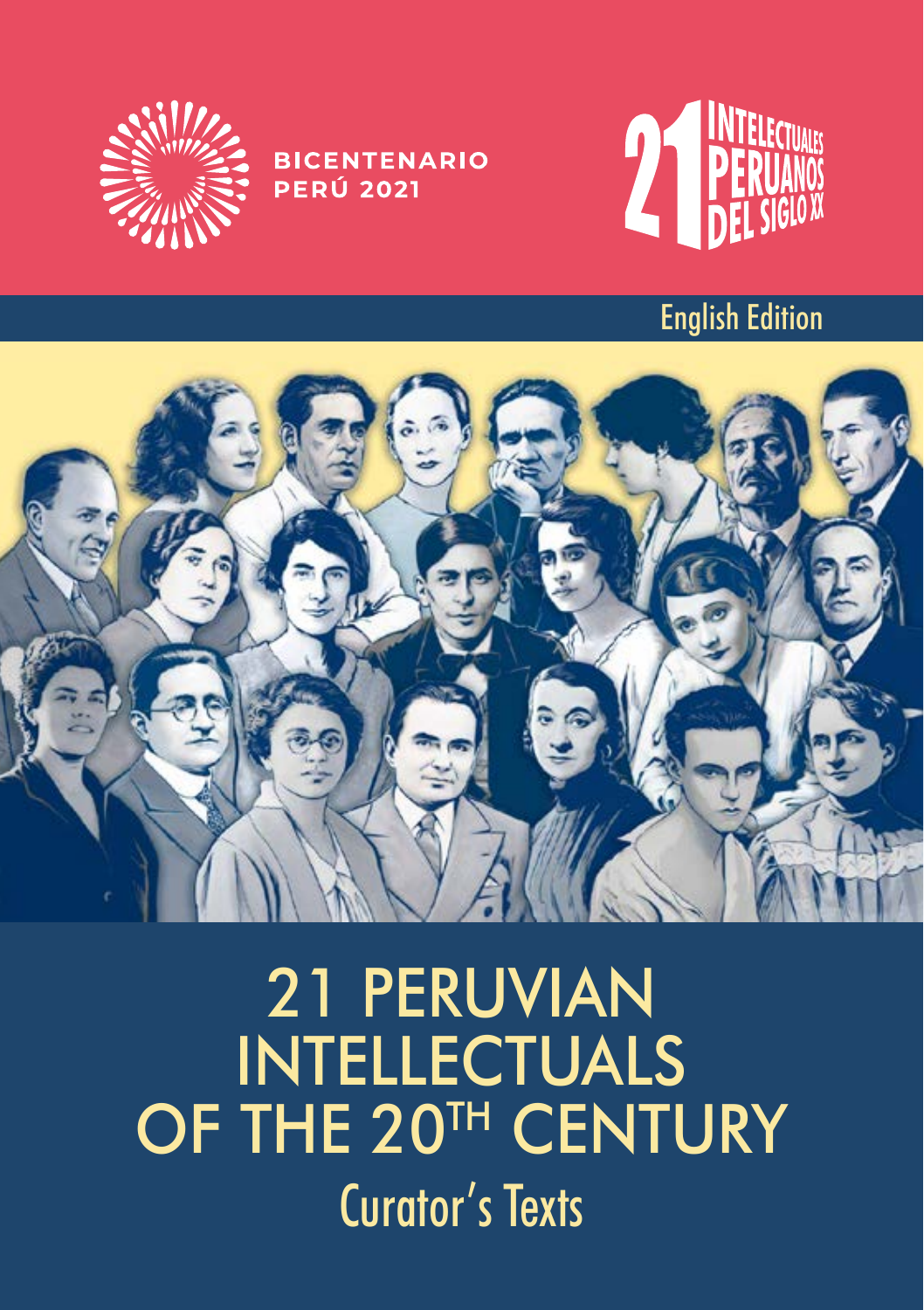BICENTENARIO PERÚ 2021

21 INTELECTUALES PERUANOS DEL SIGLO XX

English Edition

# 21 PERUVIAN INTELLECTUALS OF THE 20TH CENTURY

## Curator's Texts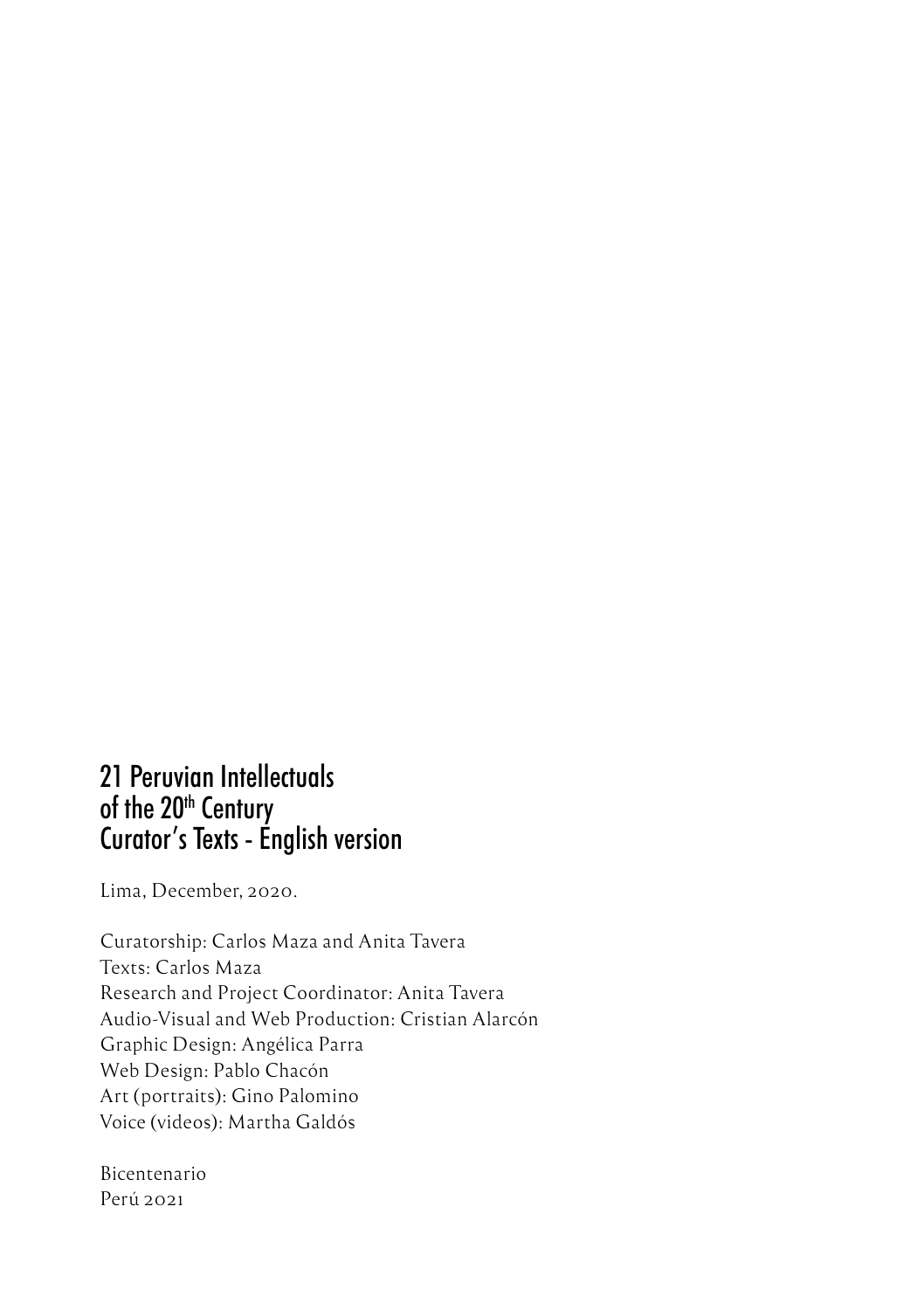# 21 Peruvian Intellectuals of the 20th Century
# Curator's Texts - English version

Lima, December, 2020.

Curatorship: Carlos Maza and Anita Tavera
Texts: Carlos Maza
Research and Project Coordinator: Anita Tavera
Audio-Visual and Web Production: Cristian Alarcón
Graphic Design: Angélica Parra
Web Design: Pablo Chacón
Art (portraits): Gino Palomino
Voice (videos): Martha Galdós

Bicentenario
Perú 2021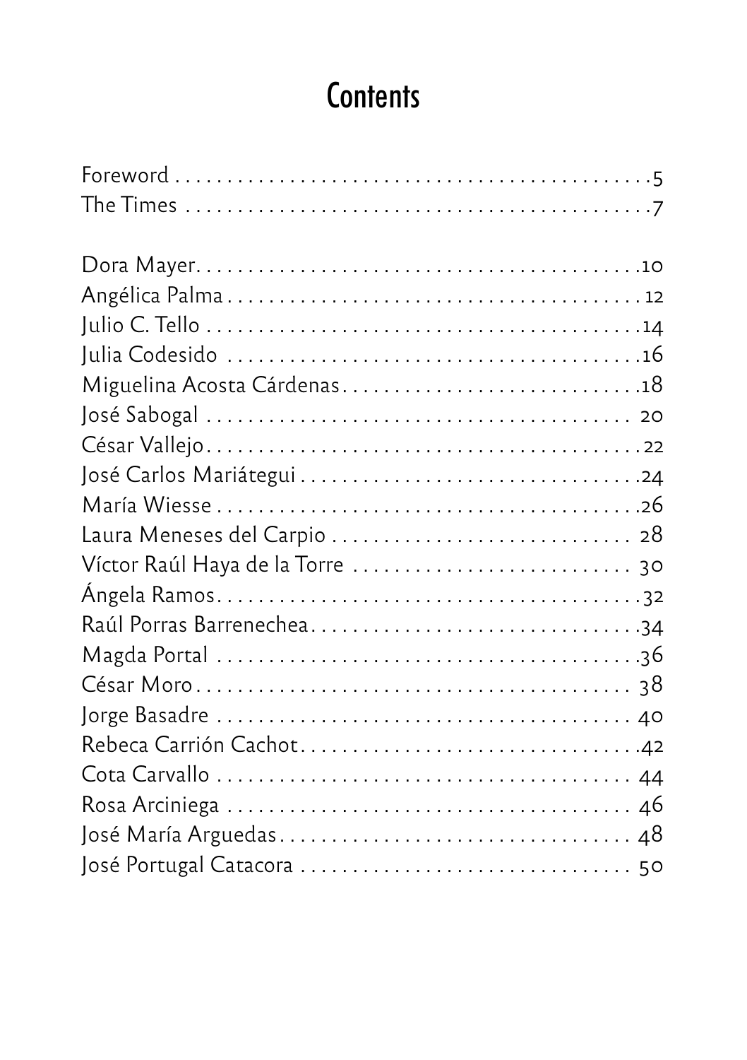# Contents

Foreword .......................................... 5
The Times .......................................... 7

Dora Mayer .......................................... 10
Angélica Palma .......................................... 12
Julio C. Tello .......................................... 14
Julia Codesido .......................................... 16
Miguelina Acosta Cárdenas .......................................... 18
José Sabogal .......................................... 20
César Vallejo .......................................... 22
José Carlos Mariátegui .......................................... 24
María Wiesse .......................................... 26
Laura Meneses del Carpio .......................................... 28
Víctor Raúl Haya de la Torre .......................................... 30
Ángela Ramos .......................................... 32
Raúl Porras Barrenechea .......................................... 34
Magda Portal .......................................... 36
César Moro .......................................... 38
Jorge Basadre .......................................... 40
Rebeca Carrión Cachot .......................................... 42
Cota Carvallo .......................................... 44
Rosa Arciniega .......................................... 46
José María Arguedas .......................................... 48
José Portugal Catacora .......................................... 50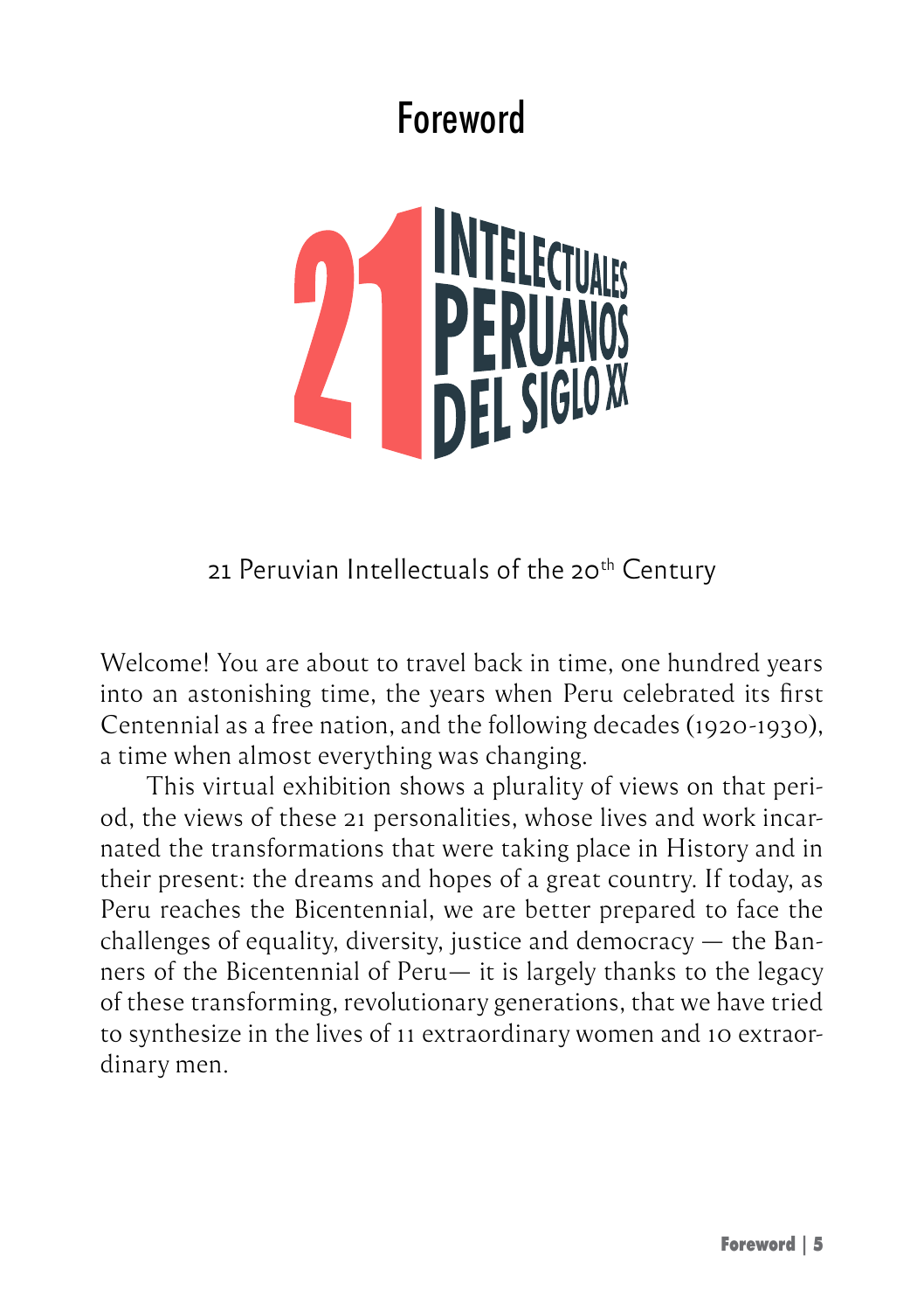# Foreword

21 INTELECTUALES PERUANOS DEL SIGLO XX

21 Peruvian Intellectuals of the 20th Century

Welcome! You are about to travel back in time, one hundred years into an astonishing time, the years when Peru celebrated its first Centennial as a free nation, and the following decades (1920-1930), a time when almost everything was changing.

This virtual exhibition shows a plurality of views on that period, the views of these 21 personalities, whose lives and work incarnated the transformations that were taking place in History and in their present: the dreams and hopes of a great country. If today, as Peru reaches the Bicentennial, we are better prepared to face the challenges of equality, diversity, justice and democracy — the Banners of the Bicentennial of Peru— it is largely thanks to the legacy of these transforming, revolutionary generations, that we have tried to synthesize in the lives of 11 extraordinary women and 10 extraordinary men.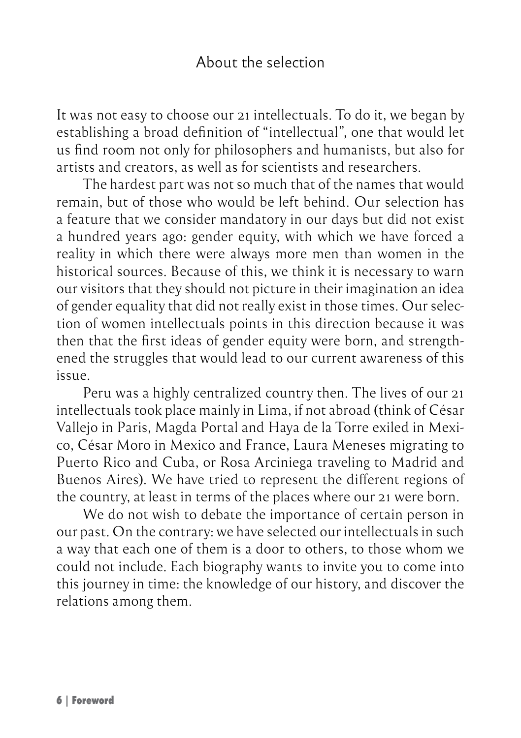## About the selection

It was not easy to choose our 21 intellectuals. To do it, we began by establishing a broad definition of "intellectual", one that would let us find room not only for philosophers and humanists, but also for artists and creators, as well as for scientists and researchers.

The hardest part was not so much that of the names that would remain, but of those who would be left behind. Our selection has a feature that we consider mandatory in our days but did not exist a hundred years ago: gender equity, with which we have forced a reality in which there were always more men than women in the historical sources. Because of this, we think it is necessary to warn our visitors that they should not picture in their imagination an idea of gender equality that did not really exist in those times. Our selection of women intellectuals points in this direction because it was then that the first ideas of gender equity were born, and strengthened the struggles that would lead to our current awareness of this issue.

Peru was a highly centralized country then. The lives of our 21 intellectuals took place mainly in Lima, if not abroad (think of César Vallejo in Paris, Magda Portal and Haya de la Torre exiled in Mexico, César Moro in Mexico and France, Laura Meneses migrating to Puerto Rico and Cuba, or Rosa Arciniega traveling to Madrid and Buenos Aires). We have tried to represent the different regions of the country, at least in terms of the places where our 21 were born.

We do not wish to debate the importance of certain person in our past. On the contrary: we have selected our intellectuals in such a way that each one of them is a door to others, to those whom we could not include. Each biography wants to invite you to come into this journey in time: the knowledge of our history, and discover the relations among them.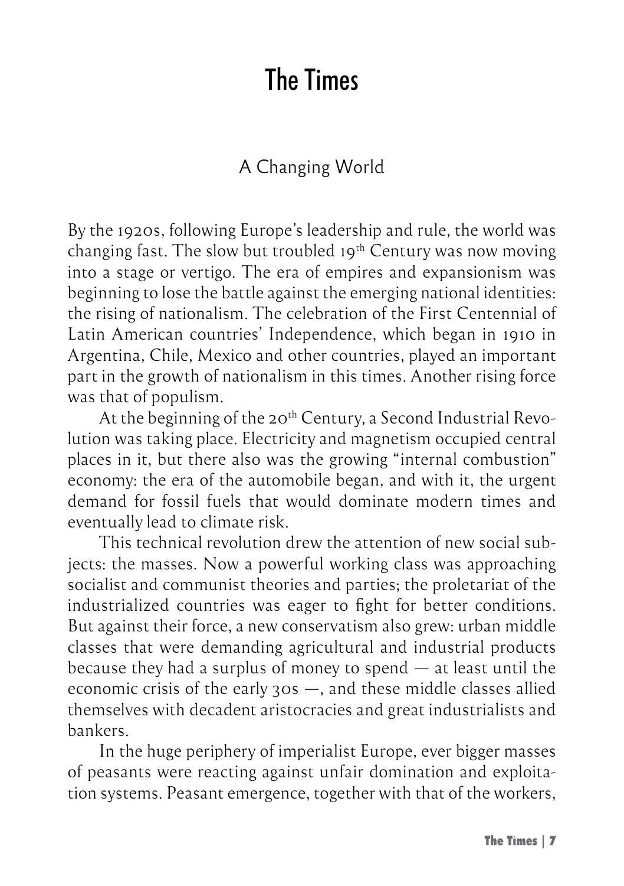# The Times

## A Changing World

By the 1920s, following Europe's leadership and rule, the world was changing fast. The slow but troubled 19th Century was now moving into a stage or vertigo. The era of empires and expansionism was beginning to lose the battle against the emerging national identities: the rising of nationalism. The celebration of the First Centennial of Latin American countries' Independence, which began in 1910 in Argentina, Chile, Mexico and other countries, played an important part in the growth of nationalism in this times. Another rising force was that of populism.

At the beginning of the 20th Century, a Second Industrial Revolution was taking place. Electricity and magnetism occupied central places in it, but there also was the growing "internal combustion" economy: the era of the automobile began, and with it, the urgent demand for fossil fuels that would dominate modern times and eventually lead to climate risk.

This technical revolution drew the attention of new social subjects: the masses. Now a powerful working class was approaching socialist and communist theories and parties; the proletariat of the industrialized countries was eager to fight for better conditions. But against their force, a new conservatism also grew: urban middle classes that were demanding agricultural and industrial products because they had a surplus of money to spend — at least until the economic crisis of the early 30s —, and these middle classes allied themselves with decadent aristocracies and great industrialists and bankers.

In the huge periphery of imperialist Europe, ever bigger masses of peasants were reacting against unfair domination and exploitation systems. Peasant emergence, together with that of the workers,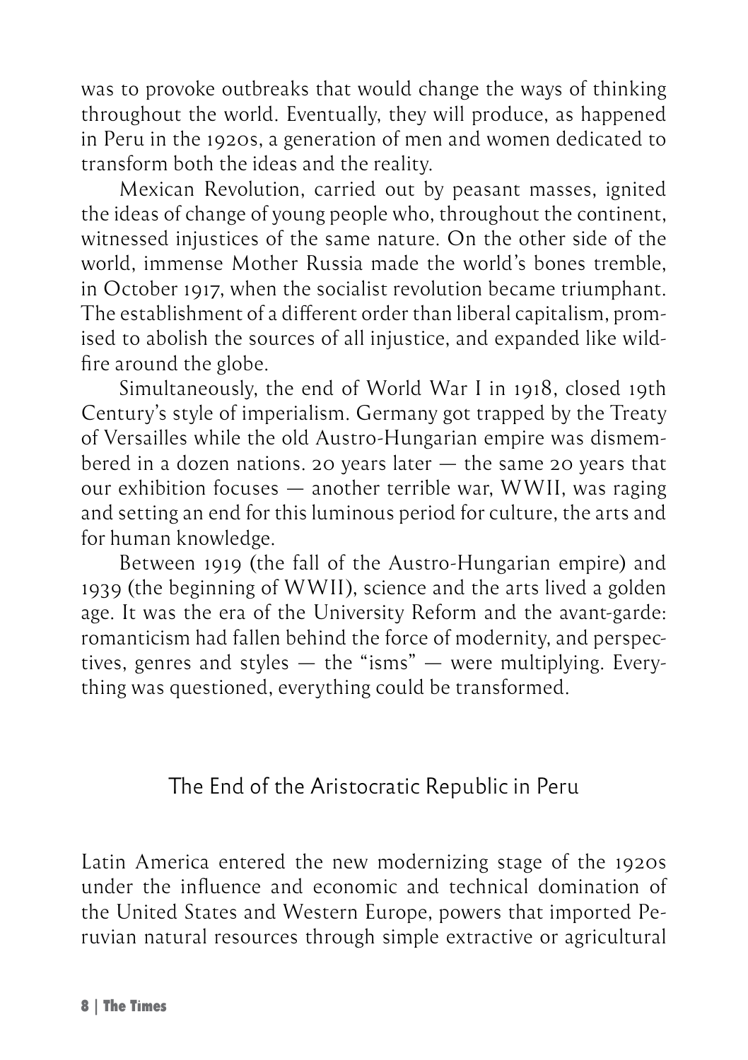was to provoke outbreaks that would change the ways of thinking throughout the world. Eventually, they will produce, as happened in Peru in the 1920s, a generation of men and women dedicated to transform both the ideas and the reality.

Mexican Revolution, carried out by peasant masses, ignited the ideas of change of young people who, throughout the continent, witnessed injustices of the same nature. On the other side of the world, immense Mother Russia made the world's bones tremble, in October 1917, when the socialist revolution became triumphant. The establishment of a different order than liberal capitalism, promised to abolish the sources of all injustice, and expanded like wildfire around the globe.

Simultaneously, the end of World War I in 1918, closed 19th Century's style of imperialism. Germany got trapped by the Treaty of Versailles while the old Austro-Hungarian empire was dismembered in a dozen nations. 20 years later — the same 20 years that our exhibition focuses — another terrible war, WWII, was raging and setting an end for this luminous period for culture, the arts and for human knowledge.

Between 1919 (the fall of the Austro-Hungarian empire) and 1939 (the beginning of WWII), science and the arts lived a golden age. It was the era of the University Reform and the avant-garde: romanticism had fallen behind the force of modernity, and perspectives, genres and styles — the "isms" — were multiplying. Everything was questioned, everything could be transformed.

## The End of the Aristocratic Republic in Peru

Latin America entered the new modernizing stage of the 1920s under the influence and economic and technical domination of the United States and Western Europe, powers that imported Peruvian natural resources through simple extractive or agricultural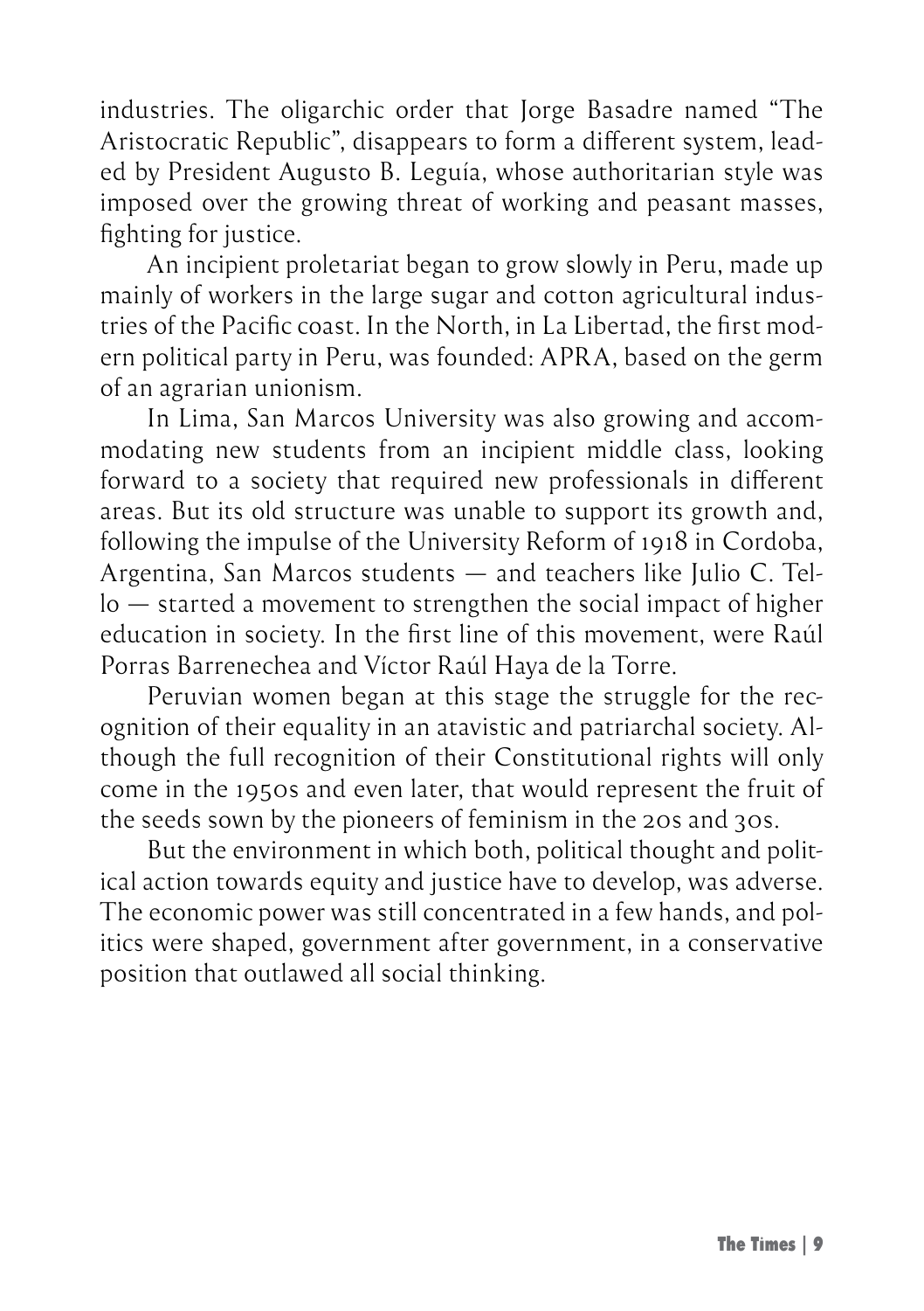industries. The oligarchic order that Jorge Basadre named "The Aristocratic Republic", disappears to form a different system, leaded by President Augusto B. Leguía, whose authoritarian style was imposed over the growing threat of working and peasant masses, fighting for justice.

An incipient proletariat began to grow slowly in Peru, made up mainly of workers in the large sugar and cotton agricultural industries of the Pacific coast. In the North, in La Libertad, the first modern political party in Peru, was founded: APRA, based on the germ of an agrarian unionism.

In Lima, San Marcos University was also growing and accommodating new students from an incipient middle class, looking forward to a society that required new professionals in different areas. But its old structure was unable to support its growth and, following the impulse of the University Reform of 1918 in Cordoba, Argentina, San Marcos students — and teachers like Julio C. Tello — started a movement to strengthen the social impact of higher education in society. In the first line of this movement, were Raúl Porras Barrenechea and Víctor Raúl Haya de la Torre.

Peruvian women began at this stage the struggle for the recognition of their equality in an atavistic and patriarchal society. Although the full recognition of their Constitutional rights will only come in the 1950s and even later, that would represent the fruit of the seeds sown by the pioneers of feminism in the 20s and 30s.

But the environment in which both, political thought and political action towards equity and justice have to develop, was adverse. The economic power was still concentrated in a few hands, and politics were shaped, government after government, in a conservative position that outlawed all social thinking.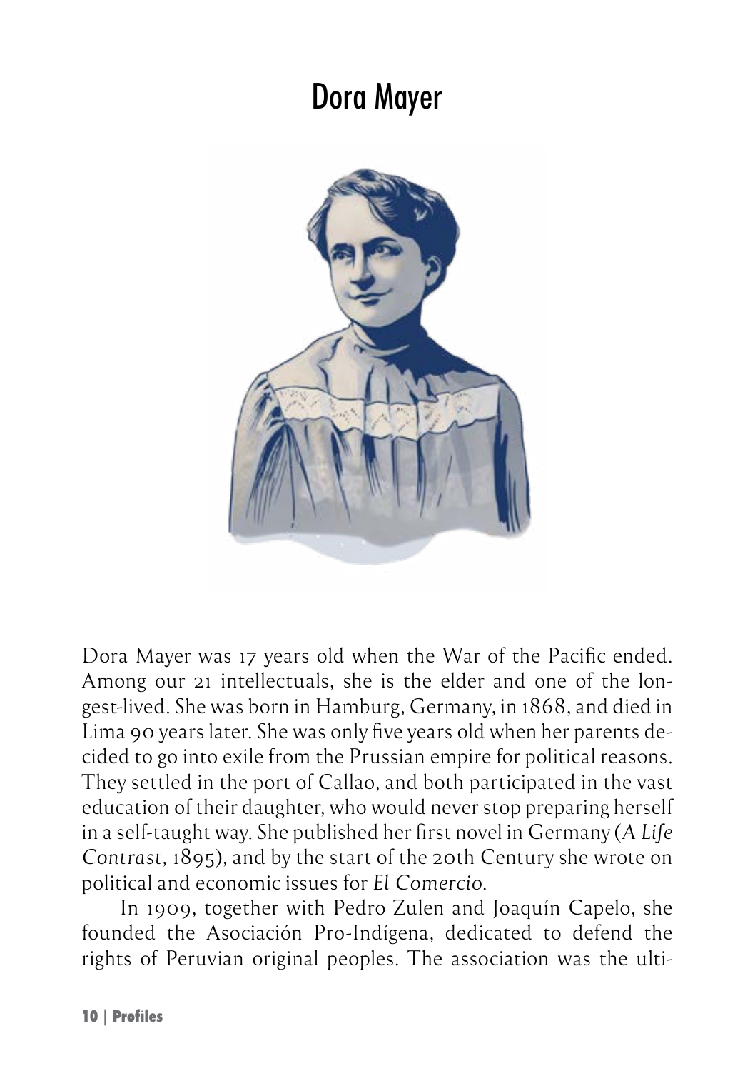# Dora Mayer

Dora Mayer was 17 years old when the War of the Pacific ended. Among our 21 intellectuals, she is the elder and one of the longest-lived. She was born in Hamburg, Germany, in 1868, and died in Lima 90 years later. She was only five years old when her parents decided to go into exile from the Prussian empire for political reasons. They settled in the port of Callao, and both participated in the vast education of their daughter, who would never stop preparing herself in a self-taught way. She published her first novel in Germany (*A Life Contrast*, 1895), and by the start of the 20th Century she wrote on political and economic issues for *El Comercio*.

In 1909, together with Pedro Zulen and Joaquín Capelo, she founded the Asociación Pro-Indígena, dedicated to defend the rights of Peruvian original peoples. The association was the ulti-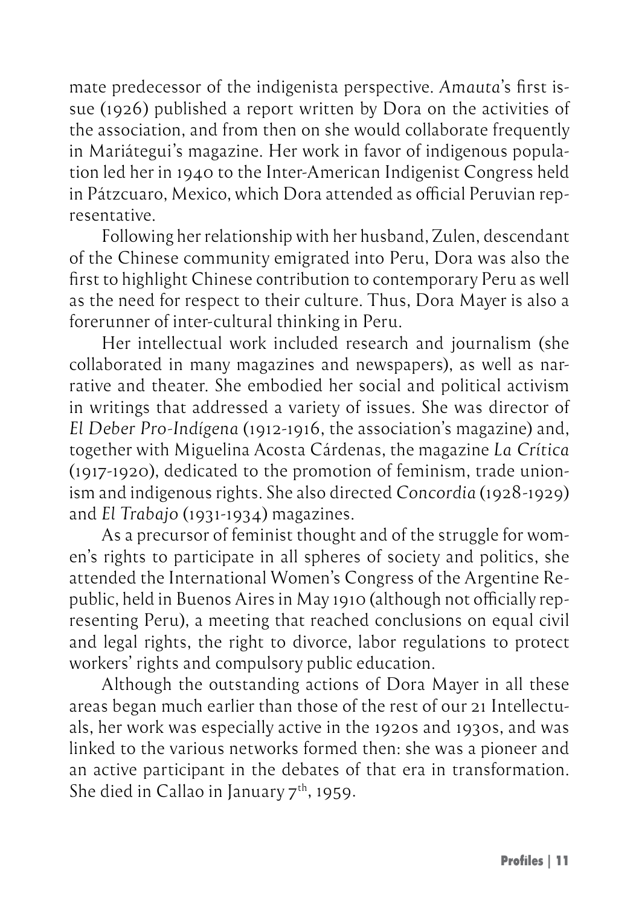mate predecessor of the indigenista perspective. *Amauta*'s first issue (1926) published a report written by Dora on the activities of the association, and from then on she would collaborate frequently in Mariátegui's magazine. Her work in favor of indigenous population led her in 1940 to the Inter-American Indigenist Congress held in Pátzcuaro, Mexico, which Dora attended as official Peruvian representative.

Following her relationship with her husband, Zulen, descendant of the Chinese community emigrated into Peru, Dora was also the first to highlight Chinese contribution to contemporary Peru as well as the need for respect to their culture. Thus, Dora Mayer is also a forerunner of inter-cultural thinking in Peru.

Her intellectual work included research and journalism (she collaborated in many magazines and newspapers), as well as narrative and theater. She embodied her social and political activism in writings that addressed a variety of issues. She was director of *El Deber Pro-Indígena* (1912-1916, the association's magazine) and, together with Miguelina Acosta Cárdenas, the magazine *La Crítica* (1917-1920), dedicated to the promotion of feminism, trade unionism and indigenous rights. She also directed *Concordia* (1928-1929) and *El Trabajo* (1931-1934) magazines.

As a precursor of feminist thought and of the struggle for women's rights to participate in all spheres of society and politics, she attended the International Women's Congress of the Argentine Republic, held in Buenos Aires in May 1910 (although not officially representing Peru), a meeting that reached conclusions on equal civil and legal rights, the right to divorce, labor regulations to protect workers' rights and compulsory public education.

Although the outstanding actions of Dora Mayer in all these areas began much earlier than those of the rest of our 21 Intellectuals, her work was especially active in the 1920s and 1930s, and was linked to the various networks formed then: she was a pioneer and an active participant in the debates of that era in transformation. She died in Callao in January 7th, 1959.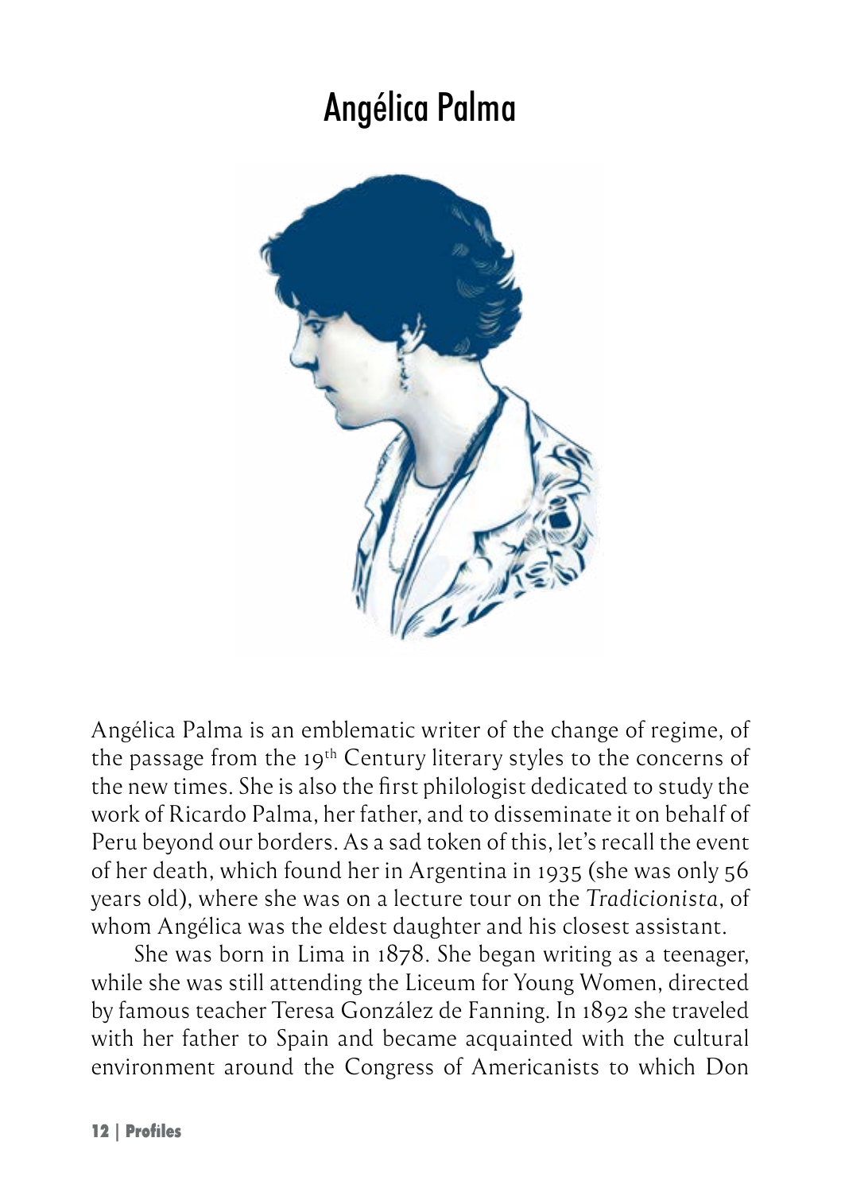# Angélica Palma

Angélica Palma is an emblematic writer of the change of regime, of the passage from the 19th Century literary styles to the concerns of the new times. She is also the first philologist dedicated to study the work of Ricardo Palma, her father, and to disseminate it on behalf of Peru beyond our borders. As a sad token of this, let's recall the event of her death, which found her in Argentina in 1935 (she was only 56 years old), where she was on a lecture tour on the *Tradicionista*, of whom Angélica was the eldest daughter and his closest assistant.

She was born in Lima in 1878. She began writing as a teenager, while she was still attending the Liceum for Young Women, directed by famous teacher Teresa González de Fanning. In 1892 she traveled with her father to Spain and became acquainted with the cultural environment around the Congress of Americanists to which Don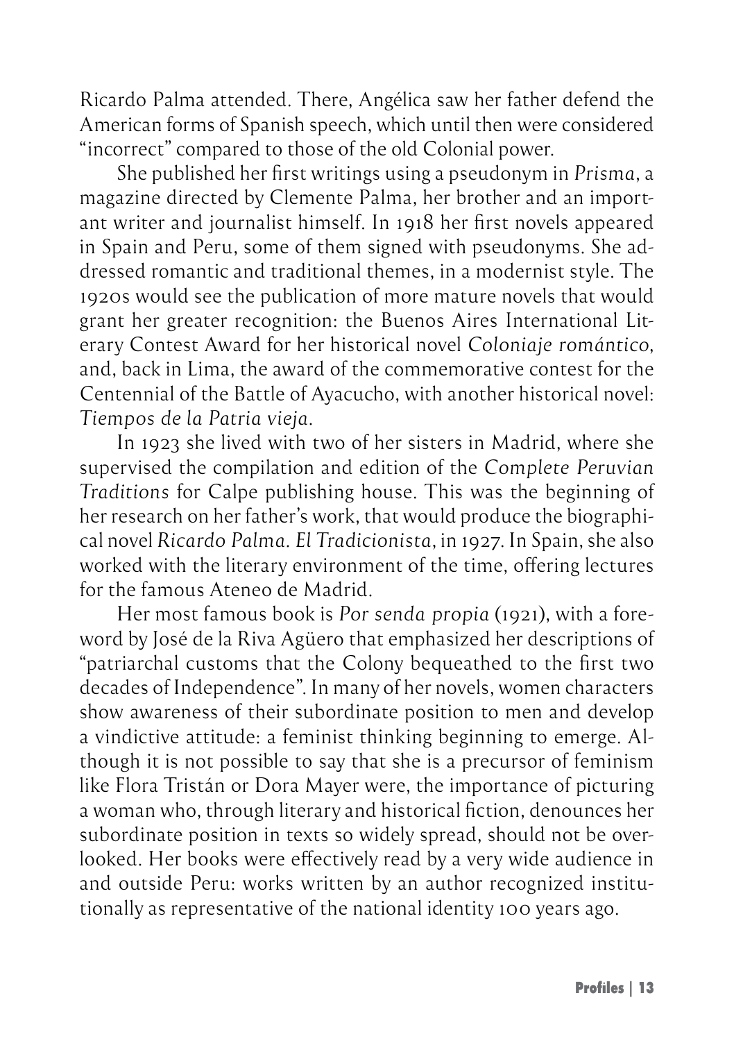Ricardo Palma attended. There, Angélica saw her father defend the American forms of Spanish speech, which until then were considered "incorrect" compared to those of the old Colonial power.

She published her first writings using a pseudonym in *Prisma*, a magazine directed by Clemente Palma, her brother and an important writer and journalist himself. In 1918 her first novels appeared in Spain and Peru, some of them signed with pseudonyms. She addressed romantic and traditional themes, in a modernist style. The 1920s would see the publication of more mature novels that would grant her greater recognition: the Buenos Aires International Literary Contest Award for her historical novel *Coloniaje romántico*, and, back in Lima, the award of the commemorative contest for the Centennial of the Battle of Ayacucho, with another historical novel: *Tiempos de la Patria vieja*.

In 1923 she lived with two of her sisters in Madrid, where she supervised the compilation and edition of the *Complete Peruvian Traditions* for Calpe publishing house. This was the beginning of her research on her father's work, that would produce the biographical novel *Ricardo Palma. El Tradicionista*, in 1927. In Spain, she also worked with the literary environment of the time, offering lectures for the famous Ateneo de Madrid.

Her most famous book is *Por senda propia* (1921), with a foreword by José de la Riva Agüero that emphasized her descriptions of "patriarchal customs that the Colony bequeathed to the first two decades of Independence". In many of her novels, women characters show awareness of their subordinate position to men and develop a vindictive attitude: a feminist thinking beginning to emerge. Although it is not possible to say that she is a precursor of feminism like Flora Tristán or Dora Mayer were, the importance of picturing a woman who, through literary and historical fiction, denounces her subordinate position in texts so widely spread, should not be overlooked. Her books were effectively read by a very wide audience in and outside Peru: works written by an author recognized institutionally as representative of the national identity 100 years ago.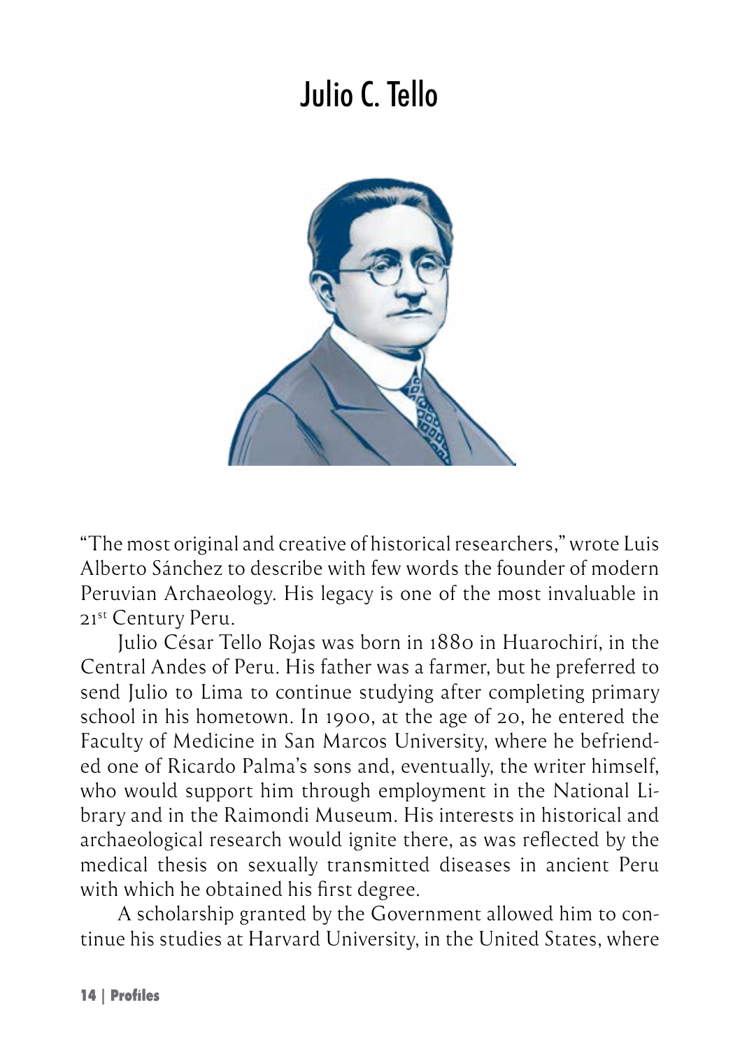# Julio C. Tello

"The most original and creative of historical researchers," wrote Luis Alberto Sánchez to describe with few words the founder of modern Peruvian Archaeology. His legacy is one of the most invaluable in 21st Century Peru.

Julio César Tello Rojas was born in 1880 in Huarochirí, in the Central Andes of Peru. His father was a farmer, but he preferred to send Julio to Lima to continue studying after completing primary school in his hometown. In 1900, at the age of 20, he entered the Faculty of Medicine in San Marcos University, where he befriended one of Ricardo Palma's sons and, eventually, the writer himself, who would support him through employment in the National Library and in the Raimondi Museum. His interests in historical and archaeological research would ignite there, as was reflected by the medical thesis on sexually transmitted diseases in ancient Peru with which he obtained his first degree.

A scholarship granted by the Government allowed him to continue his studies at Harvard University, in the United States, where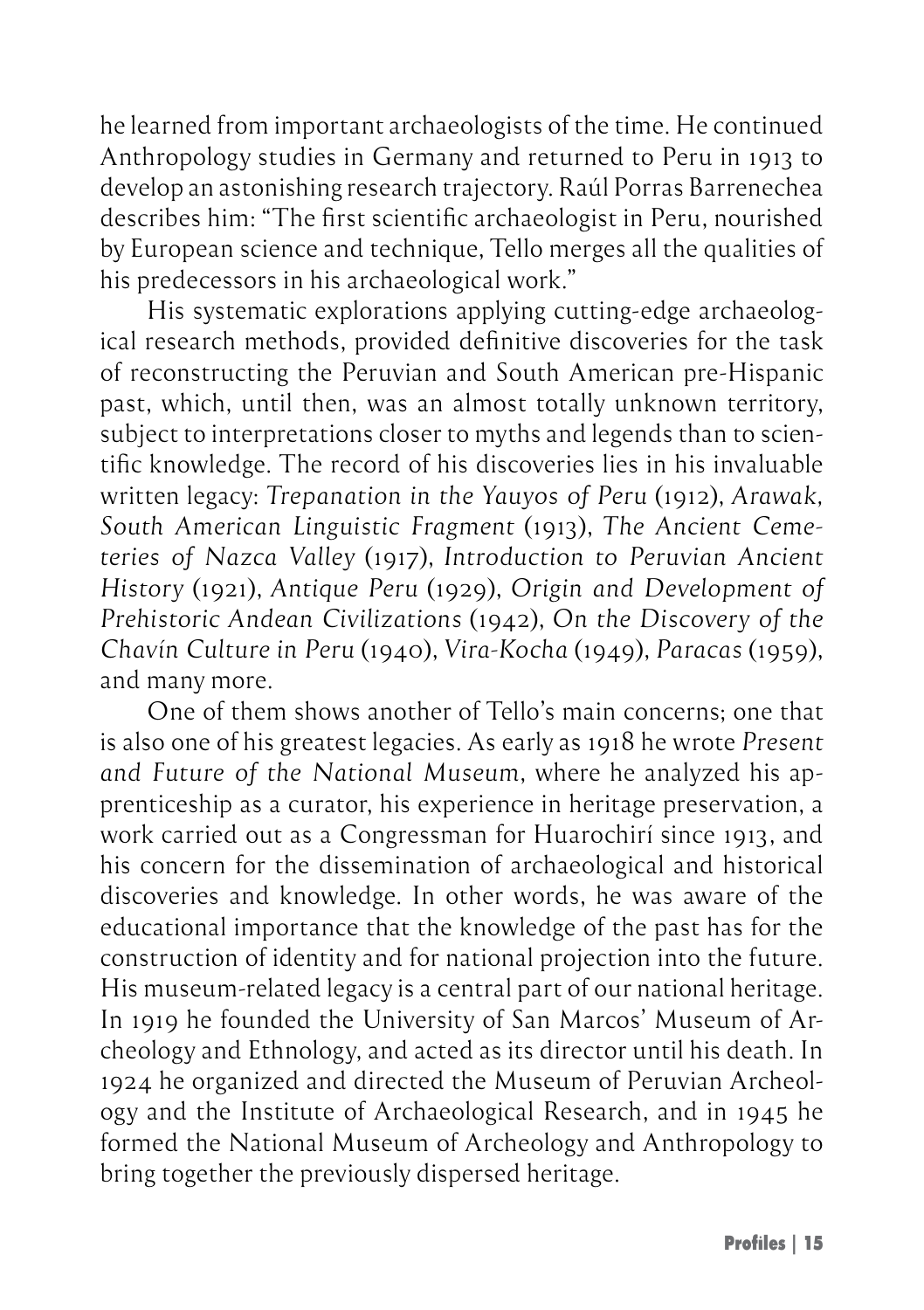he learned from important archaeologists of the time. He continued Anthropology studies in Germany and returned to Peru in 1913 to develop an astonishing research trajectory. Raúl Porras Barrenechea describes him: "The first scientific archaeologist in Peru, nourished by European science and technique, Tello merges all the qualities of his predecessors in his archaeological work."

His systematic explorations applying cutting-edge archaeological research methods, provided definitive discoveries for the task of reconstructing the Peruvian and South American pre-Hispanic past, which, until then, was an almost totally unknown territory, subject to interpretations closer to myths and legends than to scientific knowledge. The record of his discoveries lies in his invaluable written legacy: *Trepanation in the Yauyos of Peru* (1912), *Arawak, South American Linguistic Fragment* (1913), *The Ancient Cemeteries of Nazca Valley* (1917), *Introduction to Peruvian Ancient History* (1921), *Antique Peru* (1929), *Origin and Development of Prehistoric Andean Civilizations* (1942), *On the Discovery of the Chavín Culture in Peru* (1940), *Vira-Kocha* (1949), *Paracas* (1959), and many more.

One of them shows another of Tello's main concerns; one that is also one of his greatest legacies. As early as 1918 he wrote *Present and Future of the National Museum*, where he analyzed his apprenticeship as a curator, his experience in heritage preservation, a work carried out as a Congressman for Huarochirí since 1913, and his concern for the dissemination of archaeological and historical discoveries and knowledge. In other words, he was aware of the educational importance that the knowledge of the past has for the construction of identity and for national projection into the future. His museum-related legacy is a central part of our national heritage. In 1919 he founded the University of San Marcos' Museum of Archeology and Ethnology, and acted as its director until his death. In 1924 he organized and directed the Museum of Peruvian Archeology and the Institute of Archaeological Research, and in 1945 he formed the National Museum of Archeology and Anthropology to bring together the previously dispersed heritage.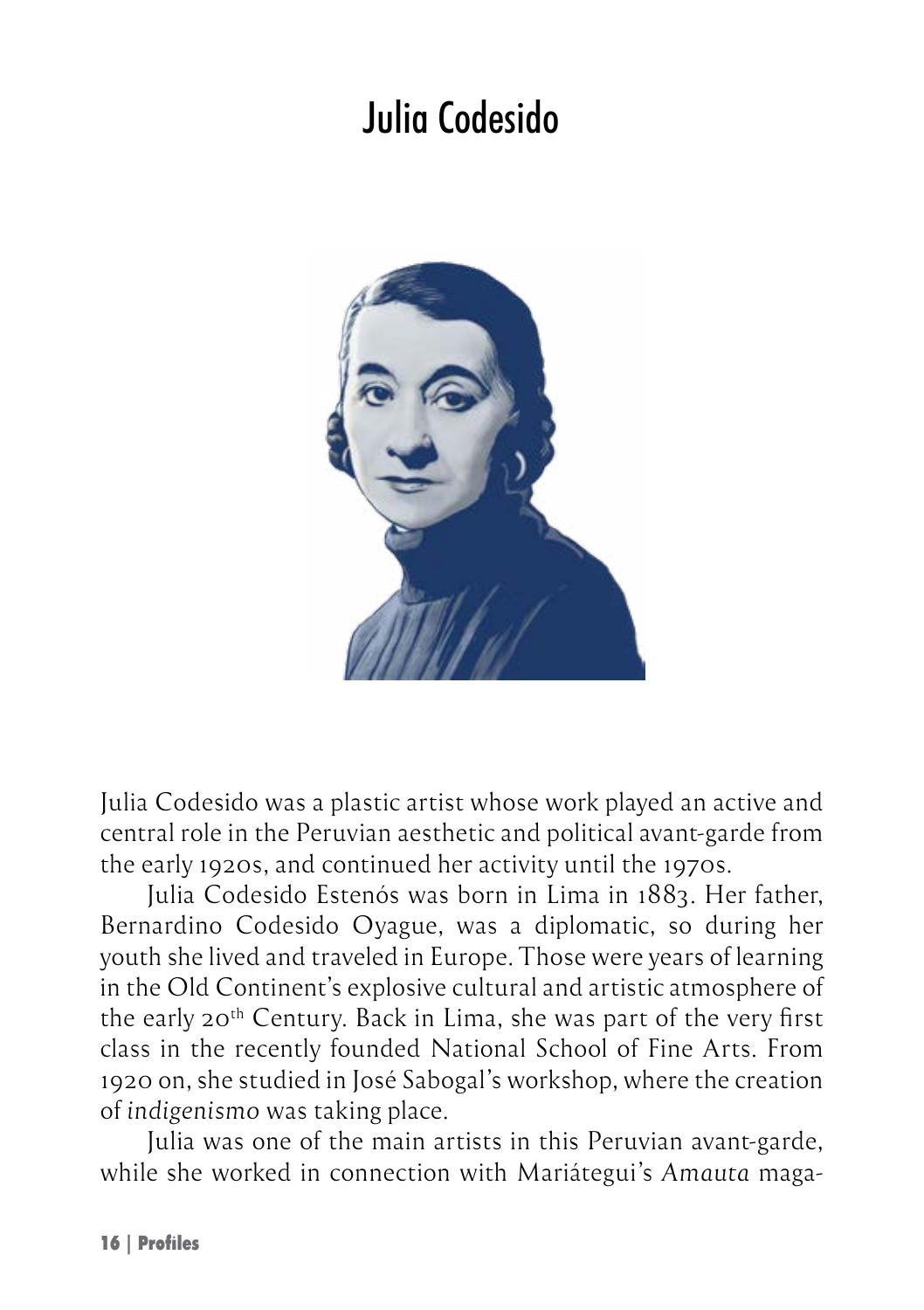# Julia Codesido

Julia Codesido was a plastic artist whose work played an active and central role in the Peruvian aesthetic and political avant-garde from the early 1920s, and continued her activity until the 1970s.

Julia Codesido Estenós was born in Lima in 1883. Her father, Bernardino Codesido Oyague, was a diplomatic, so during her youth she lived and traveled in Europe. Those were years of learning in the Old Continent's explosive cultural and artistic atmosphere of the early 20th Century. Back in Lima, she was part of the very first class in the recently founded National School of Fine Arts. From 1920 on, she studied in José Sabogal's workshop, where the creation of *indigenismo* was taking place.

Julia was one of the main artists in this Peruvian avant-garde, while she worked in connection with Mariátegui's *Amauta* maga-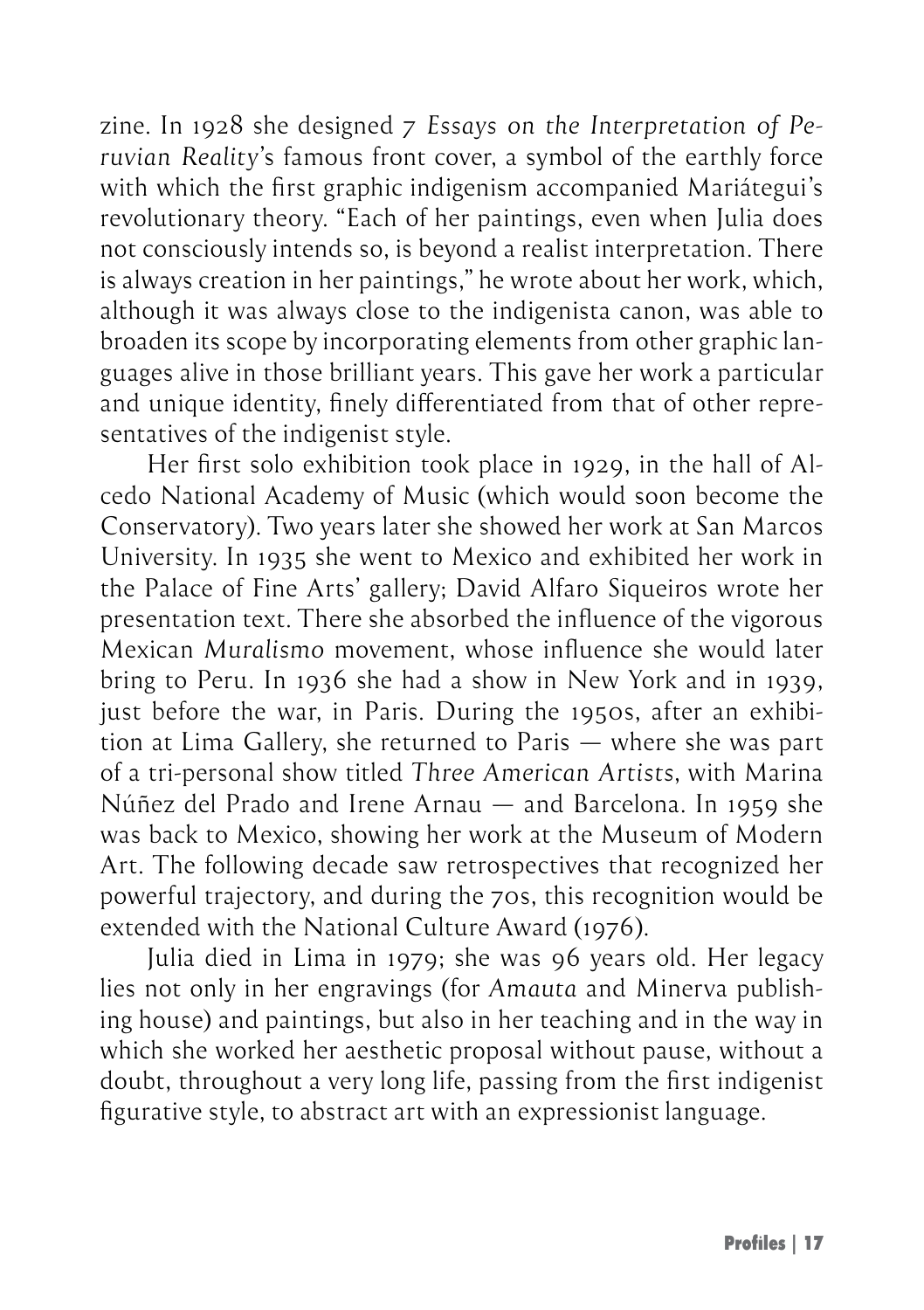zine. In 1928 she designed *7 Essays on the Interpretation of Peruvian Reality*'s famous front cover, a symbol of the earthly force with which the first graphic indigenism accompanied Mariátegui's revolutionary theory. "Each of her paintings, even when Julia does not consciously intends so, is beyond a realist interpretation. There is always creation in her paintings," he wrote about her work, which, although it was always close to the indigenista canon, was able to broaden its scope by incorporating elements from other graphic languages alive in those brilliant years. This gave her work a particular and unique identity, finely differentiated from that of other representatives of the indigenist style.

Her first solo exhibition took place in 1929, in the hall of Alcedo National Academy of Music (which would soon become the Conservatory). Two years later she showed her work at San Marcos University. In 1935 she went to Mexico and exhibited her work in the Palace of Fine Arts' gallery; David Alfaro Siqueiros wrote her presentation text. There she absorbed the influence of the vigorous Mexican *Muralismo* movement, whose influence she would later bring to Peru. In 1936 she had a show in New York and in 1939, just before the war, in Paris. During the 1950s, after an exhibition at Lima Gallery, she returned to Paris — where she was part of a tri-personal show titled *Three American Artists*, with Marina Núñez del Prado and Irene Arnau — and Barcelona. In 1959 she was back to Mexico, showing her work at the Museum of Modern Art. The following decade saw retrospectives that recognized her powerful trajectory, and during the 70s, this recognition would be extended with the National Culture Award (1976).

Julia died in Lima in 1979; she was 96 years old. Her legacy lies not only in her engravings (for *Amauta* and Minerva publishing house) and paintings, but also in her teaching and in the way in which she worked her aesthetic proposal without pause, without a doubt, throughout a very long life, passing from the first indigenist figurative style, to abstract art with an expressionist language.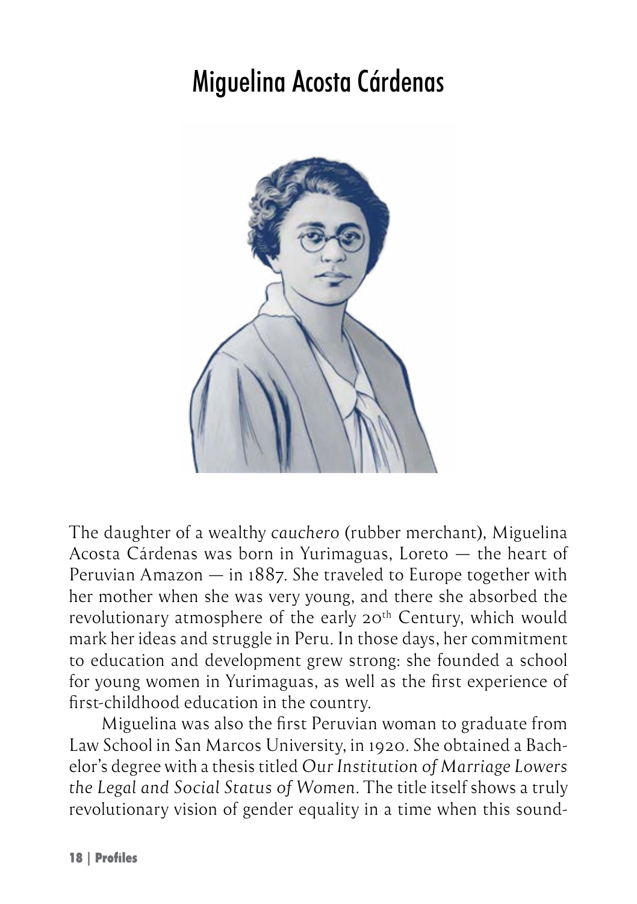# Miguelina Acosta Cárdenas

The daughter of a wealthy *cauchero* (rubber merchant), Miguelina Acosta Cárdenas was born in Yurimaguas, Loreto — the heart of Peruvian Amazon — in 1887. She traveled to Europe together with her mother when she was very young, and there she absorbed the revolutionary atmosphere of the early 20th Century, which would mark her ideas and struggle in Peru. In those days, her commitment to education and development grew strong: she founded a school for young women in Yurimaguas, as well as the first experience of first-childhood education in the country.

Miguelina was also the first Peruvian woman to graduate from Law School in San Marcos University, in 1920. She obtained a Bachelor's degree with a thesis titled *Our Institution of Marriage Lowers the Legal and Social Status of Women*. The title itself shows a truly revolutionary vision of gender equality in a time when this sound-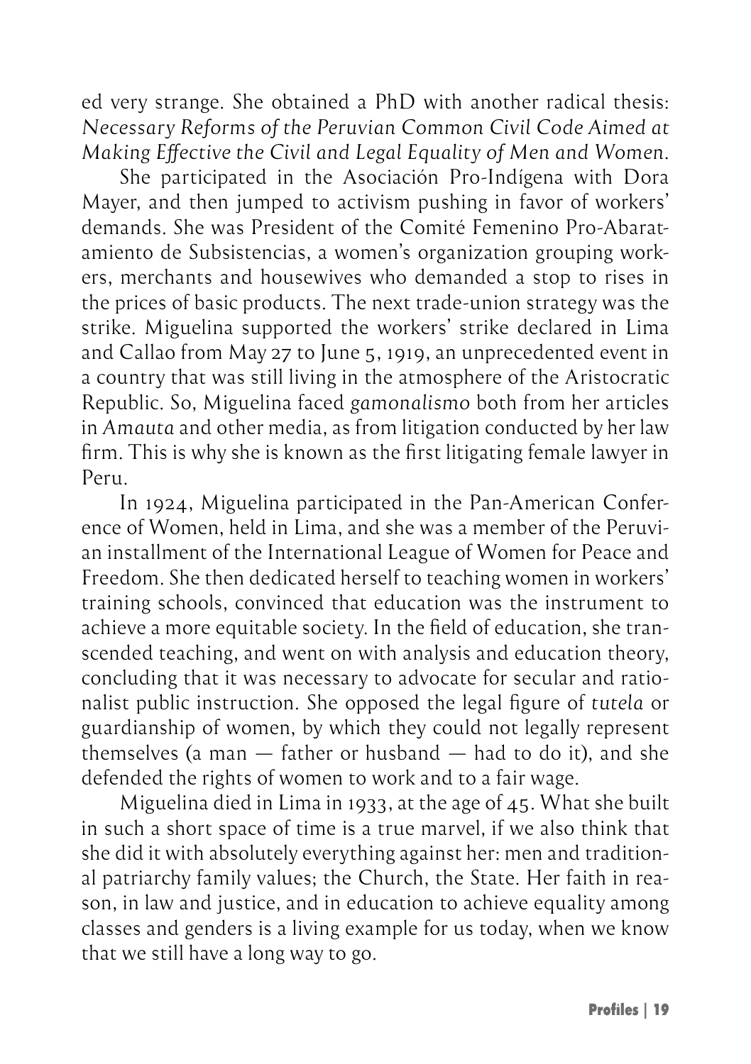ed very strange. She obtained a PhD with another radical thesis: *Necessary Reforms of the Peruvian Common Civil Code Aimed at Making Effective the Civil and Legal Equality of Men and Women*.

She participated in the Asociación Pro-Indígena with Dora Mayer, and then jumped to activism pushing in favor of workers' demands. She was President of the Comité Femenino Pro-Abaratamiento de Subsistencias, a women's organization grouping workers, merchants and housewives who demanded a stop to rises in the prices of basic products. The next trade-union strategy was the strike. Miguelina supported the workers' strike declared in Lima and Callao from May 27 to June 5, 1919, an unprecedented event in a country that was still living in the atmosphere of the Aristocratic Republic. So, Miguelina faced *gamonalismo* both from her articles in *Amauta* and other media, as from litigation conducted by her law firm. This is why she is known as the first litigating female lawyer in Peru.

In 1924, Miguelina participated in the Pan-American Conference of Women, held in Lima, and she was a member of the Peruvian installment of the International League of Women for Peace and Freedom. She then dedicated herself to teaching women in workers' training schools, convinced that education was the instrument to achieve a more equitable society. In the field of education, she transcended teaching, and went on with analysis and education theory, concluding that it was necessary to advocate for secular and rationalist public instruction. She opposed the legal figure of *tutela* or guardianship of women, by which they could not legally represent themselves (a man — father or husband — had to do it), and she defended the rights of women to work and to a fair wage.

Miguelina died in Lima in 1933, at the age of 45. What she built in such a short space of time is a true marvel, if we also think that she did it with absolutely everything against her: men and traditional patriarchy family values; the Church, the State. Her faith in reason, in law and justice, and in education to achieve equality among classes and genders is a living example for us today, when we know that we still have a long way to go.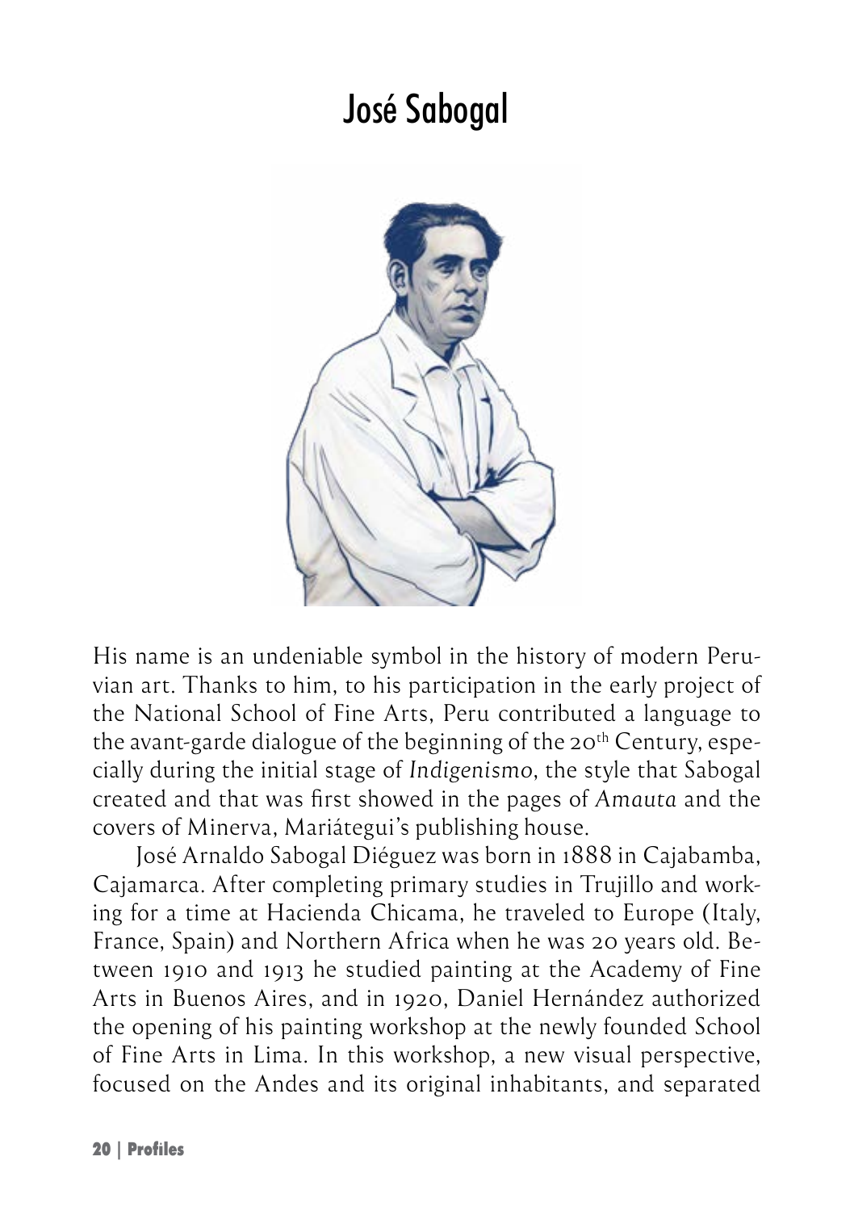# José Sabogal

His name is an undeniable symbol in the history of modern Peruvian art. Thanks to him, to his participation in the early project of the National School of Fine Arts, Peru contributed a language to the avant-garde dialogue of the beginning of the 20th Century, especially during the initial stage of *Indigenismo*, the style that Sabogal created and that was first showed in the pages of *Amauta* and the covers of Minerva, Mariátegui's publishing house.

José Arnaldo Sabogal Diéguez was born in 1888 in Cajabamba, Cajamarca. After completing primary studies in Trujillo and working for a time at Hacienda Chicama, he traveled to Europe (Italy, France, Spain) and Northern Africa when he was 20 years old. Between 1910 and 1913 he studied painting at the Academy of Fine Arts in Buenos Aires, and in 1920, Daniel Hernández authorized the opening of his painting workshop at the newly founded School of Fine Arts in Lima. In this workshop, a new visual perspective, focused on the Andes and its original inhabitants, and separated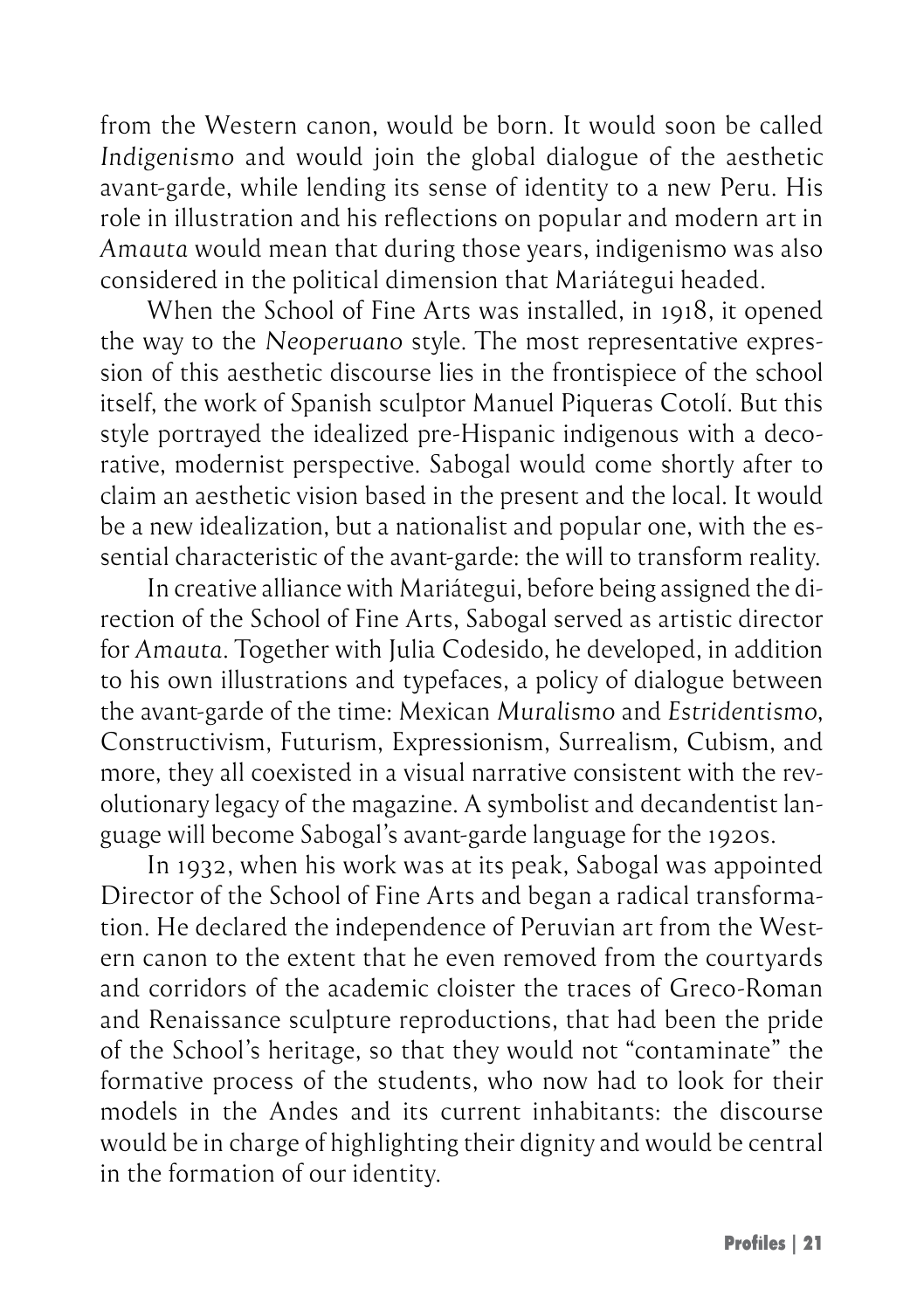from the Western canon, would be born. It would soon be called *Indigenismo* and would join the global dialogue of the aesthetic avant-garde, while lending its sense of identity to a new Peru. His role in illustration and his reflections on popular and modern art in *Amauta* would mean that during those years, indigenismo was also considered in the political dimension that Mariátegui headed.

When the School of Fine Arts was installed, in 1918, it opened the way to the *Neoperuano* style. The most representative expression of this aesthetic discourse lies in the frontispiece of the school itself, the work of Spanish sculptor Manuel Piqueras Cotolí. But this style portrayed the idealized pre-Hispanic indigenous with a decorative, modernist perspective. Sabogal would come shortly after to claim an aesthetic vision based in the present and the local. It would be a new idealization, but a nationalist and popular one, with the essential characteristic of the avant-garde: the will to transform reality.

In creative alliance with Mariátegui, before being assigned the direction of the School of Fine Arts, Sabogal served as artistic director for *Amauta*. Together with Julia Codesido, he developed, in addition to his own illustrations and typefaces, a policy of dialogue between the avant-garde of the time: Mexican *Muralismo* and *Estridentismo*, Constructivism, Futurism, Expressionism, Surrealism, Cubism, and more, they all coexisted in a visual narrative consistent with the revolutionary legacy of the magazine. A symbolist and decandentist language will become Sabogal's avant-garde language for the 1920s.

In 1932, when his work was at its peak, Sabogal was appointed Director of the School of Fine Arts and began a radical transformation. He declared the independence of Peruvian art from the Western canon to the extent that he even removed from the courtyards and corridors of the academic cloister the traces of Greco-Roman and Renaissance sculpture reproductions, that had been the pride of the School's heritage, so that they would not "contaminate" the formative process of the students, who now had to look for their models in the Andes and its current inhabitants: the discourse would be in charge of highlighting their dignity and would be central in the formation of our identity.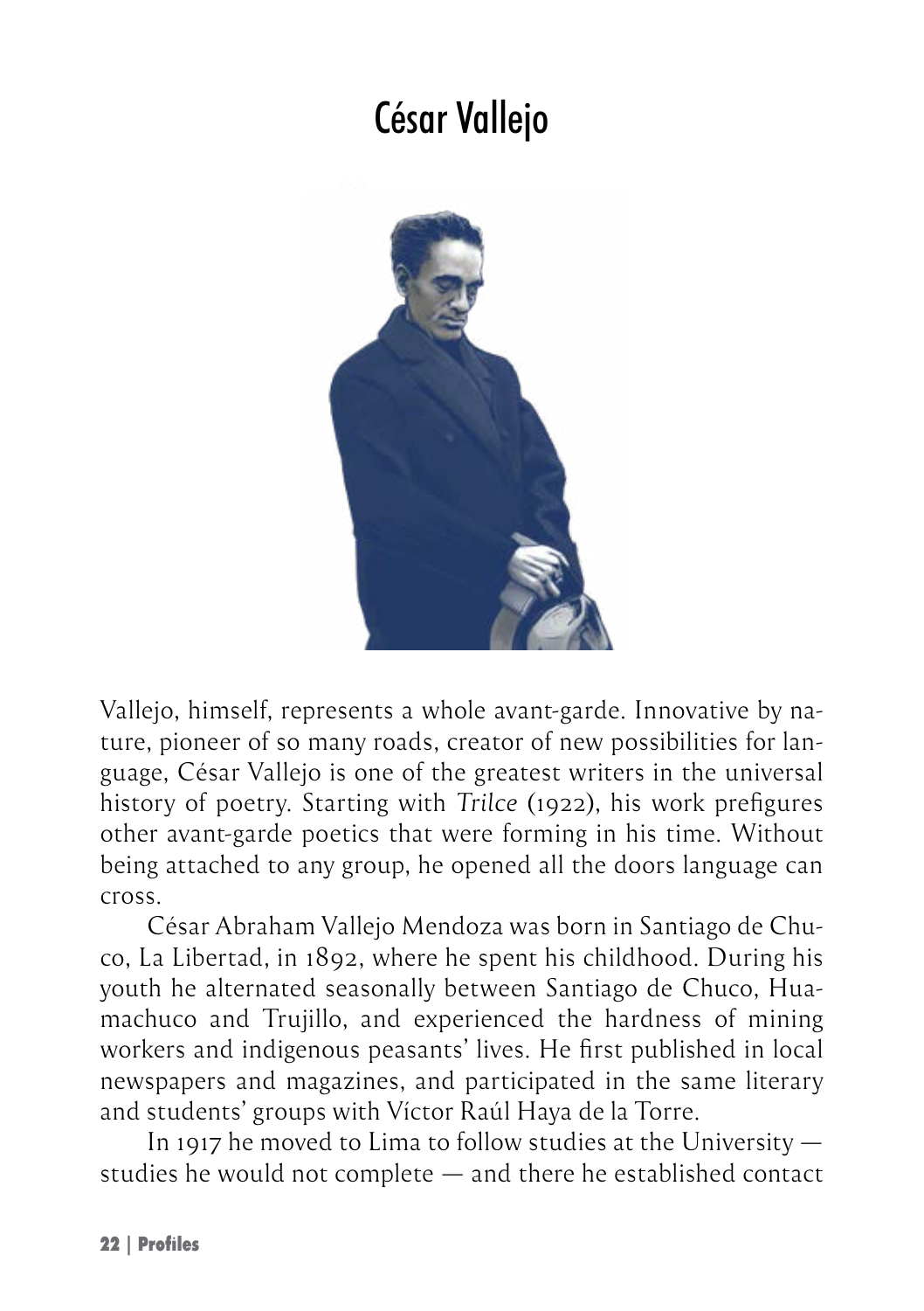# César Vallejo

Vallejo, himself, represents a whole avant-garde. Innovative by nature, pioneer of so many roads, creator of new possibilities for language, César Vallejo is one of the greatest writers in the universal history of poetry. Starting with *Trilce* (1922), his work prefigures other avant-garde poetics that were forming in his time. Without being attached to any group, he opened all the doors language can cross.

César Abraham Vallejo Mendoza was born in Santiago de Chuco, La Libertad, in 1892, where he spent his childhood. During his youth he alternated seasonally between Santiago de Chuco, Huamachuco and Trujillo, and experienced the hardness of mining workers and indigenous peasants' lives. He first published in local newspapers and magazines, and participated in the same literary and students' groups with Víctor Raúl Haya de la Torre.

In 1917 he moved to Lima to follow studies at the University — studies he would not complete — and there he established contact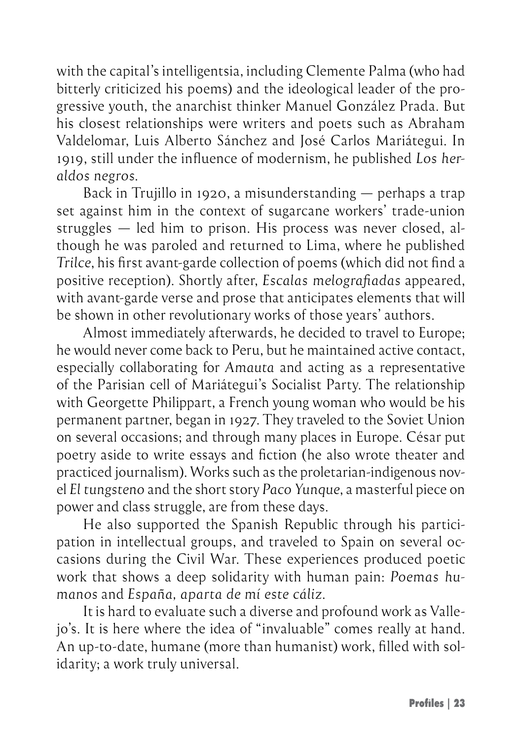with the capital's intelligentsia, including Clemente Palma (who had bitterly criticized his poems) and the ideological leader of the progressive youth, the anarchist thinker Manuel González Prada. But his closest relationships were writers and poets such as Abraham Valdelomar, Luis Alberto Sánchez and José Carlos Mariátegui. In 1919, still under the influence of modernism, he published *Los heraldos negros*.

Back in Trujillo in 1920, a misunderstanding — perhaps a trap set against him in the context of sugarcane workers' trade-union struggles — led him to prison. His process was never closed, although he was paroled and returned to Lima, where he published *Trilce*, his first avant-garde collection of poems (which did not find a positive reception). Shortly after, *Escalas melografiadas* appeared, with avant-garde verse and prose that anticipates elements that will be shown in other revolutionary works of those years' authors.

Almost immediately afterwards, he decided to travel to Europe; he would never come back to Peru, but he maintained active contact, especially collaborating for *Amauta* and acting as a representative of the Parisian cell of Mariátegui's Socialist Party. The relationship with Georgette Philippart, a French young woman who would be his permanent partner, began in 1927. They traveled to the Soviet Union on several occasions; and through many places in Europe. César put poetry aside to write essays and fiction (he also wrote theater and practiced journalism). Works such as the proletarian-indigenous novel *El tungsteno* and the short story *Paco Yunque*, a masterful piece on power and class struggle, are from these days.

He also supported the Spanish Republic through his participation in intellectual groups, and traveled to Spain on several occasions during the Civil War. These experiences produced poetic work that shows a deep solidarity with human pain: *Poemas humanos* and *España, aparta de mí este cáliz*.

It is hard to evaluate such a diverse and profound work as Vallejo's. It is here where the idea of "invaluable" comes really at hand. An up-to-date, humane (more than humanist) work, filled with solidarity; a work truly universal.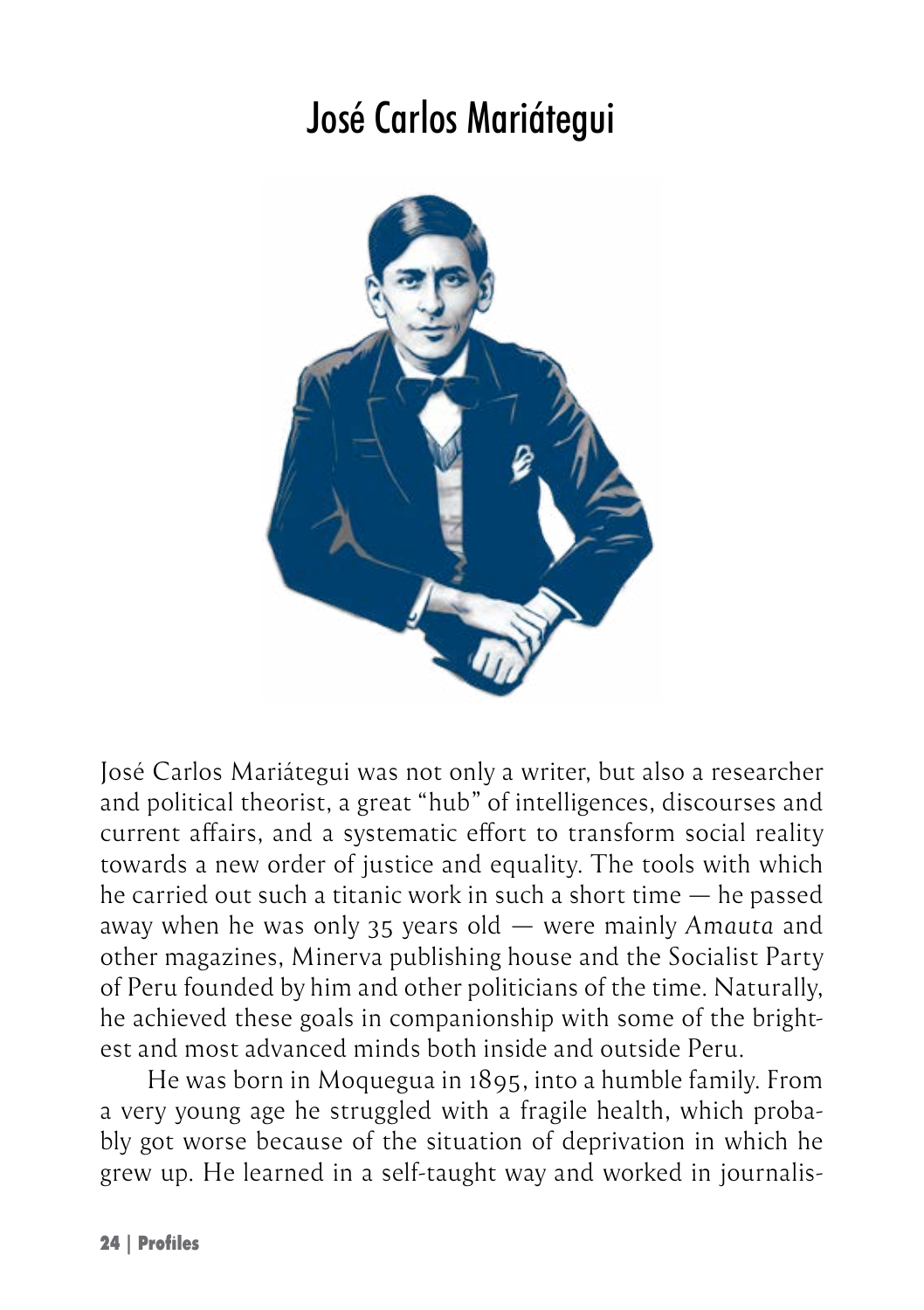# José Carlos Mariátegui

José Carlos Mariátegui was not only a writer, but also a researcher and political theorist, a great "hub" of intelligences, discourses and current affairs, and a systematic effort to transform social reality towards a new order of justice and equality. The tools with which he carried out such a titanic work in such a short time — he passed away when he was only 35 years old — were mainly *Amauta* and other magazines, Minerva publishing house and the Socialist Party of Peru founded by him and other politicians of the time. Naturally, he achieved these goals in companionship with some of the brightest and most advanced minds both inside and outside Peru.

He was born in Moquegua in 1895, into a humble family. From a very young age he struggled with a fragile health, which probably got worse because of the situation of deprivation in which he grew up. He learned in a self-taught way and worked in journalis-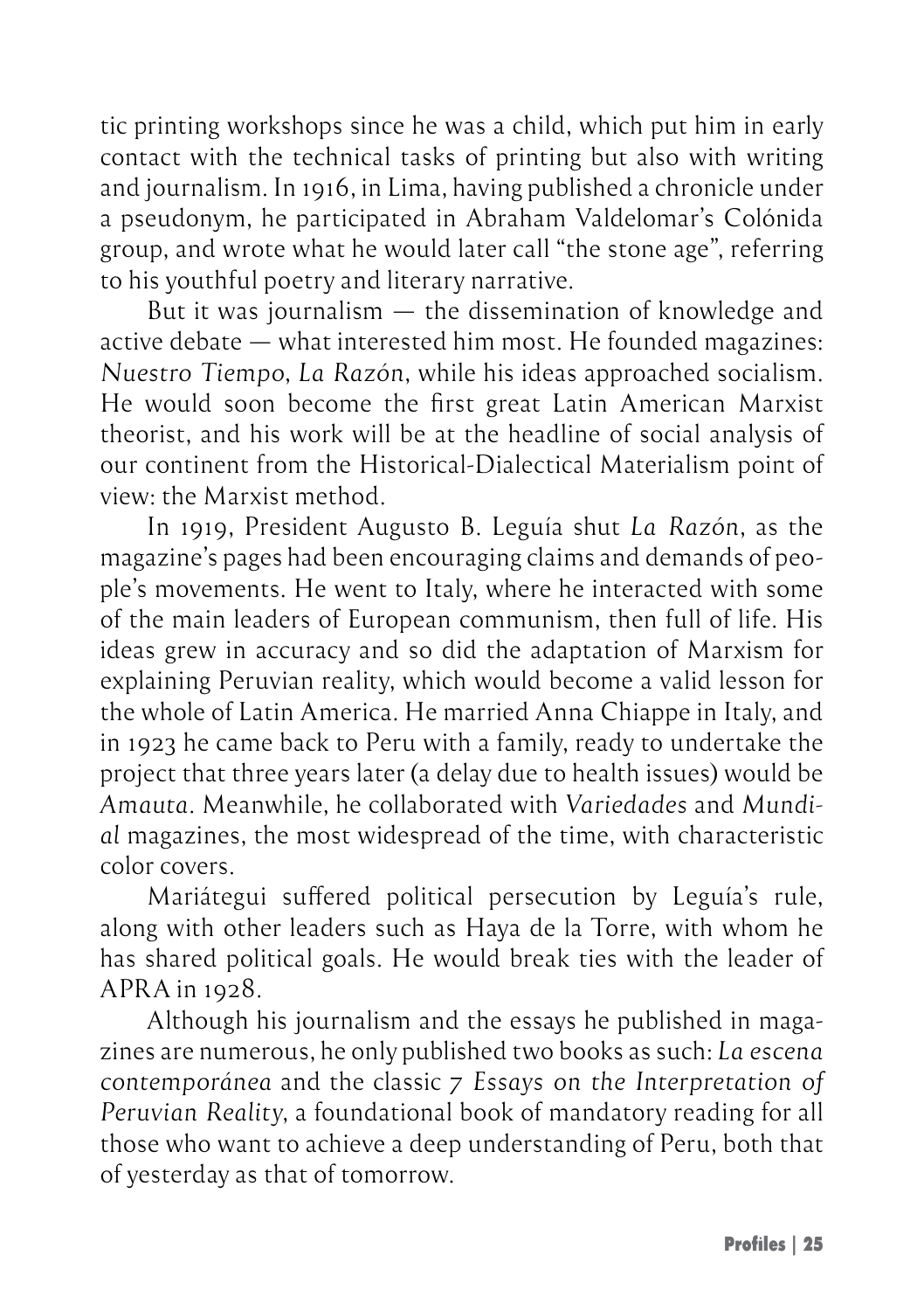tic printing workshops since he was a child, which put him in early contact with the technical tasks of printing but also with writing and journalism. In 1916, in Lima, having published a chronicle under a pseudonym, he participated in Abraham Valdelomar's Colónida group, and wrote what he would later call "the stone age", referring to his youthful poetry and literary narrative.

But it was journalism — the dissemination of knowledge and active debate — what interested him most. He founded magazines: *Nuestro Tiempo*, *La Razón*, while his ideas approached socialism. He would soon become the first great Latin American Marxist theorist, and his work will be at the headline of social analysis of our continent from the Historical-Dialectical Materialism point of view: the Marxist method.

In 1919, President Augusto B. Leguía shut *La Razón*, as the magazine's pages had been encouraging claims and demands of people's movements. He went to Italy, where he interacted with some of the main leaders of European communism, then full of life. His ideas grew in accuracy and so did the adaptation of Marxism for explaining Peruvian reality, which would become a valid lesson for the whole of Latin America. He married Anna Chiappe in Italy, and in 1923 he came back to Peru with a family, ready to undertake the project that three years later (a delay due to health issues) would be *Amauta*. Meanwhile, he collaborated with *Variedades* and *Mundial* magazines, the most widespread of the time, with characteristic color covers.

Mariátegui suffered political persecution by Leguía's rule, along with other leaders such as Haya de la Torre, with whom he has shared political goals. He would break ties with the leader of APRA in 1928.

Although his journalism and the essays he published in magazines are numerous, he only published two books as such: *La escena contemporánea* and the classic *7 Essays on the Interpretation of Peruvian Reality*, a foundational book of mandatory reading for all those who want to achieve a deep understanding of Peru, both that of yesterday as that of tomorrow.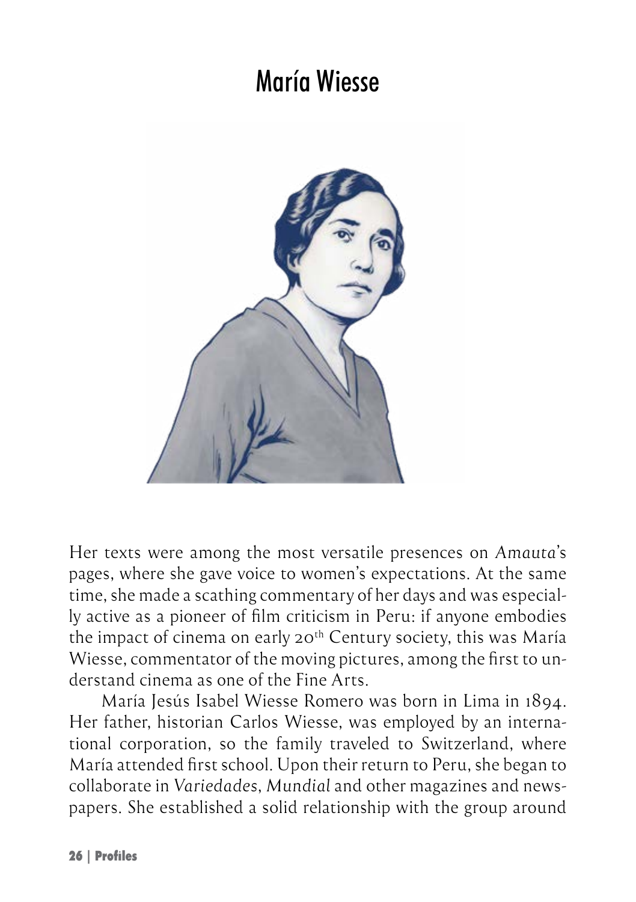# María Wiesse

Her texts were among the most versatile presences on *Amauta*'s pages, where she gave voice to women's expectations. At the same time, she made a scathing commentary of her days and was especially active as a pioneer of film criticism in Peru: if anyone embodies the impact of cinema on early 20th Century society, this was María Wiesse, commentator of the moving pictures, among the first to understand cinema as one of the Fine Arts.

María Jesús Isabel Wiesse Romero was born in Lima in 1894. Her father, historian Carlos Wiesse, was employed by an international corporation, so the family traveled to Switzerland, where María attended first school. Upon their return to Peru, she began to collaborate in *Variedades*, *Mundial* and other magazines and newspapers. She established a solid relationship with the group around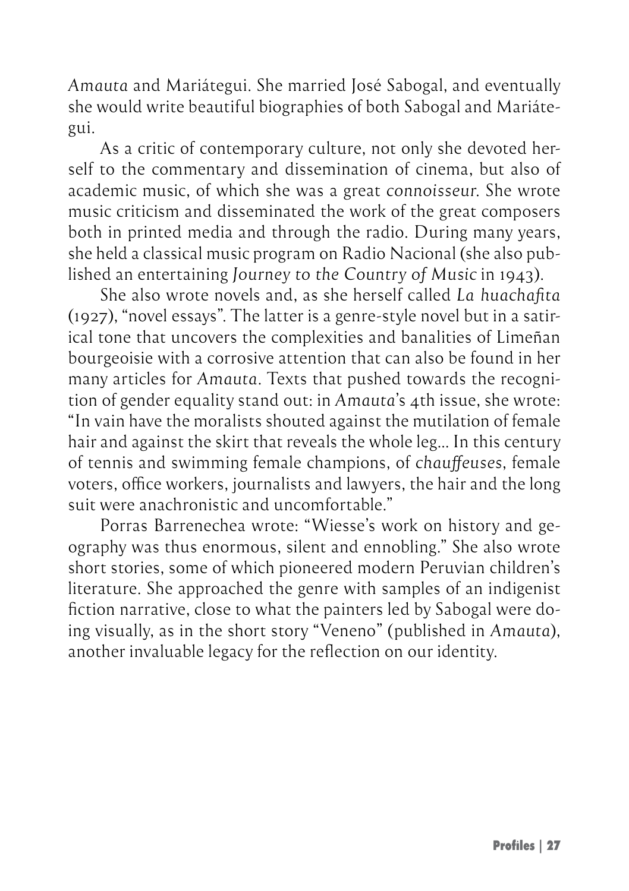*Amauta* and Mariátegui. She married José Sabogal, and eventually she would write beautiful biographies of both Sabogal and Mariátegui.

As a critic of contemporary culture, not only she devoted herself to the commentary and dissemination of cinema, but also of academic music, of which she was a great *connoisseur*. She wrote music criticism and disseminated the work of the great composers both in printed media and through the radio. During many years, she held a classical music program on Radio Nacional (she also published an entertaining *Journey to the Country of Music* in 1943).

She also wrote novels and, as she herself called *La huachafita* (1927), "novel essays". The latter is a genre-style novel but in a satirical tone that uncovers the complexities and banalities of Limeñan bourgeoisie with a corrosive attention that can also be found in her many articles for *Amauta*. Texts that pushed towards the recognition of gender equality stand out: in *Amauta*'s 4th issue, she wrote: "In vain have the moralists shouted against the mutilation of female hair and against the skirt that reveals the whole leg... In this century of tennis and swimming female champions, of *chauffeuses*, female voters, office workers, journalists and lawyers, the hair and the long suit were anachronistic and uncomfortable."

Porras Barrenechea wrote: "Wiesse's work on history and geography was thus enormous, silent and ennobling." She also wrote short stories, some of which pioneered modern Peruvian children's literature. She approached the genre with samples of an indigenist fiction narrative, close to what the painters led by Sabogal were doing visually, as in the short story "Veneno" (published in *Amauta*), another invaluable legacy for the reflection on our identity.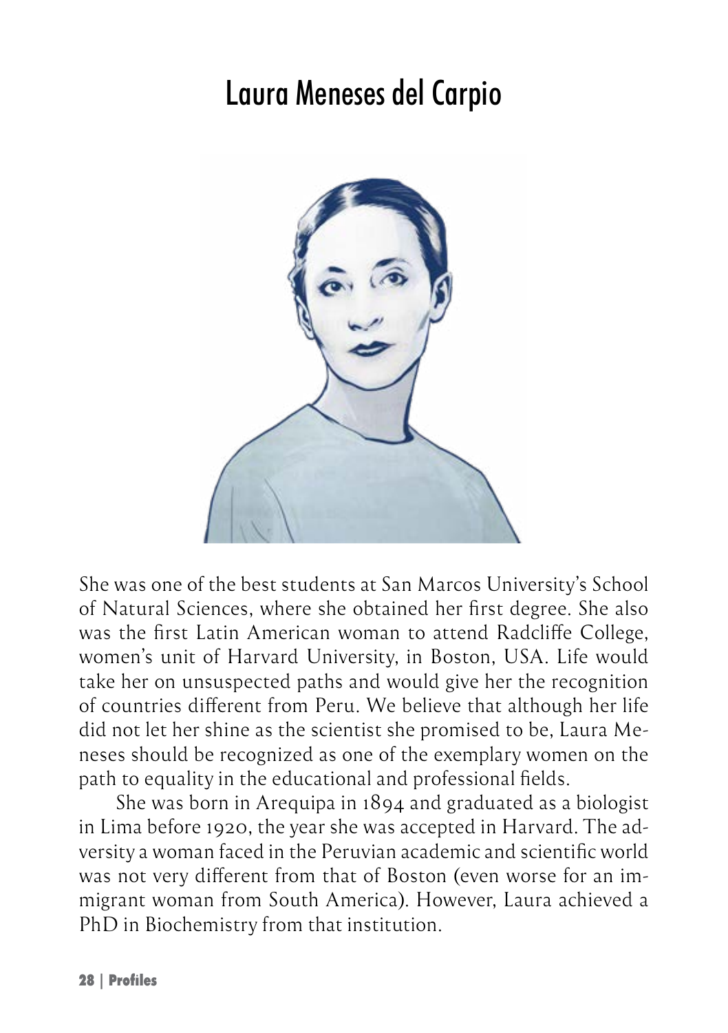# Laura Meneses del Carpio

She was one of the best students at San Marcos University's School of Natural Sciences, where she obtained her first degree. She also was the first Latin American woman to attend Radcliffe College, women's unit of Harvard University, in Boston, USA. Life would take her on unsuspected paths and would give her the recognition of countries different from Peru. We believe that although her life did not let her shine as the scientist she promised to be, Laura Meneses should be recognized as one of the exemplary women on the path to equality in the educational and professional fields.

She was born in Arequipa in 1894 and graduated as a biologist in Lima before 1920, the year she was accepted in Harvard. The adversity a woman faced in the Peruvian academic and scientific world was not very different from that of Boston (even worse for an immigrant woman from South America). However, Laura achieved a PhD in Biochemistry from that institution.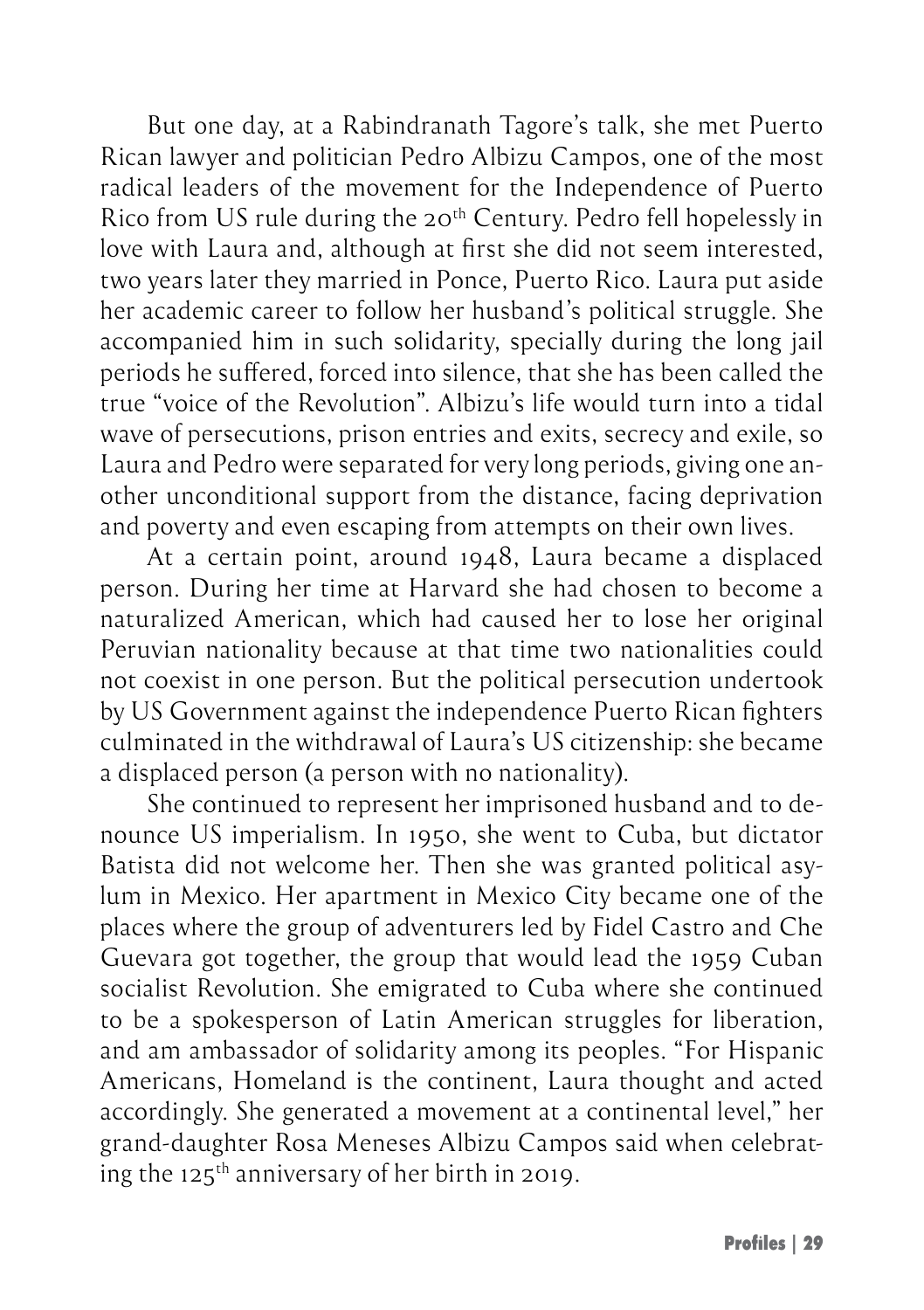But one day, at a Rabindranath Tagore's talk, she met Puerto Rican lawyer and politician Pedro Albizu Campos, one of the most radical leaders of the movement for the Independence of Puerto Rico from US rule during the 20th Century. Pedro fell hopelessly in love with Laura and, although at first she did not seem interested, two years later they married in Ponce, Puerto Rico. Laura put aside her academic career to follow her husband's political struggle. She accompanied him in such solidarity, specially during the long jail periods he suffered, forced into silence, that she has been called the true "voice of the Revolution". Albizu's life would turn into a tidal wave of persecutions, prison entries and exits, secrecy and exile, so Laura and Pedro were separated for very long periods, giving one another unconditional support from the distance, facing deprivation and poverty and even escaping from attempts on their own lives.

At a certain point, around 1948, Laura became a displaced person. During her time at Harvard she had chosen to become a naturalized American, which had caused her to lose her original Peruvian nationality because at that time two nationalities could not coexist in one person. But the political persecution undertook by US Government against the independence Puerto Rican fighters culminated in the withdrawal of Laura's US citizenship: she became a displaced person (a person with no nationality).

She continued to represent her imprisoned husband and to denounce US imperialism. In 1950, she went to Cuba, but dictator Batista did not welcome her. Then she was granted political asylum in Mexico. Her apartment in Mexico City became one of the places where the group of adventurers led by Fidel Castro and Che Guevara got together, the group that would lead the 1959 Cuban socialist Revolution. She emigrated to Cuba where she continued to be a spokesperson of Latin American struggles for liberation, and am ambassador of solidarity among its peoples. "For Hispanic Americans, Homeland is the continent, Laura thought and acted accordingly. She generated a movement at a continental level," her grand-daughter Rosa Meneses Albizu Campos said when celebrating the 125th anniversary of her birth in 2019.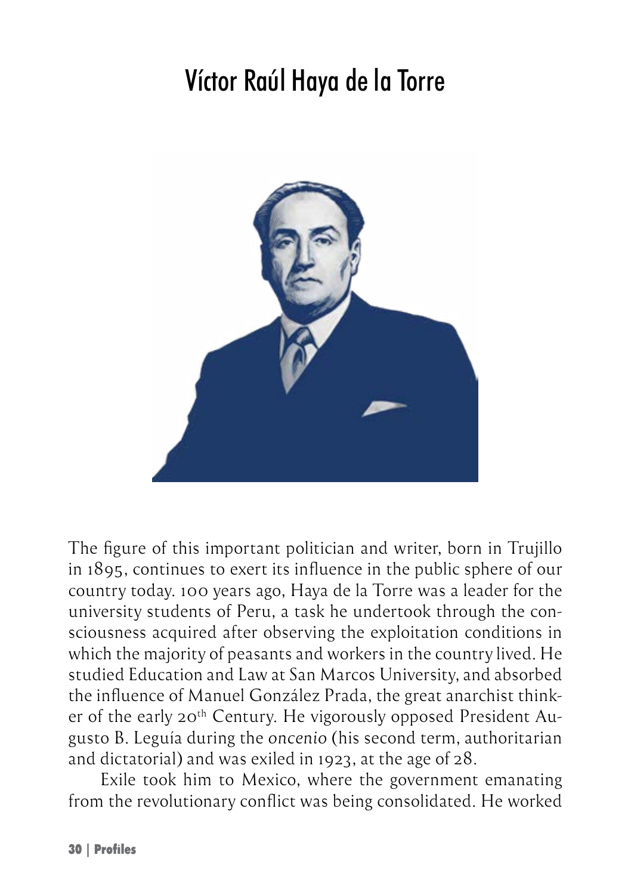# Víctor Raúl Haya de la Torre

The figure of this important politician and writer, born in Trujillo in 1895, continues to exert its influence in the public sphere of our country today. 100 years ago, Haya de la Torre was a leader for the university students of Peru, a task he undertook through the consciousness acquired after observing the exploitation conditions in which the majority of peasants and workers in the country lived. He studied Education and Law at San Marcos University, and absorbed the influence of Manuel González Prada, the great anarchist thinker of the early 20th Century. He vigorously opposed President Augusto B. Leguía during the *oncenio* (his second term, authoritarian and dictatorial) and was exiled in 1923, at the age of 28.

Exile took him to Mexico, where the government emanating from the revolutionary conflict was being consolidated. He worked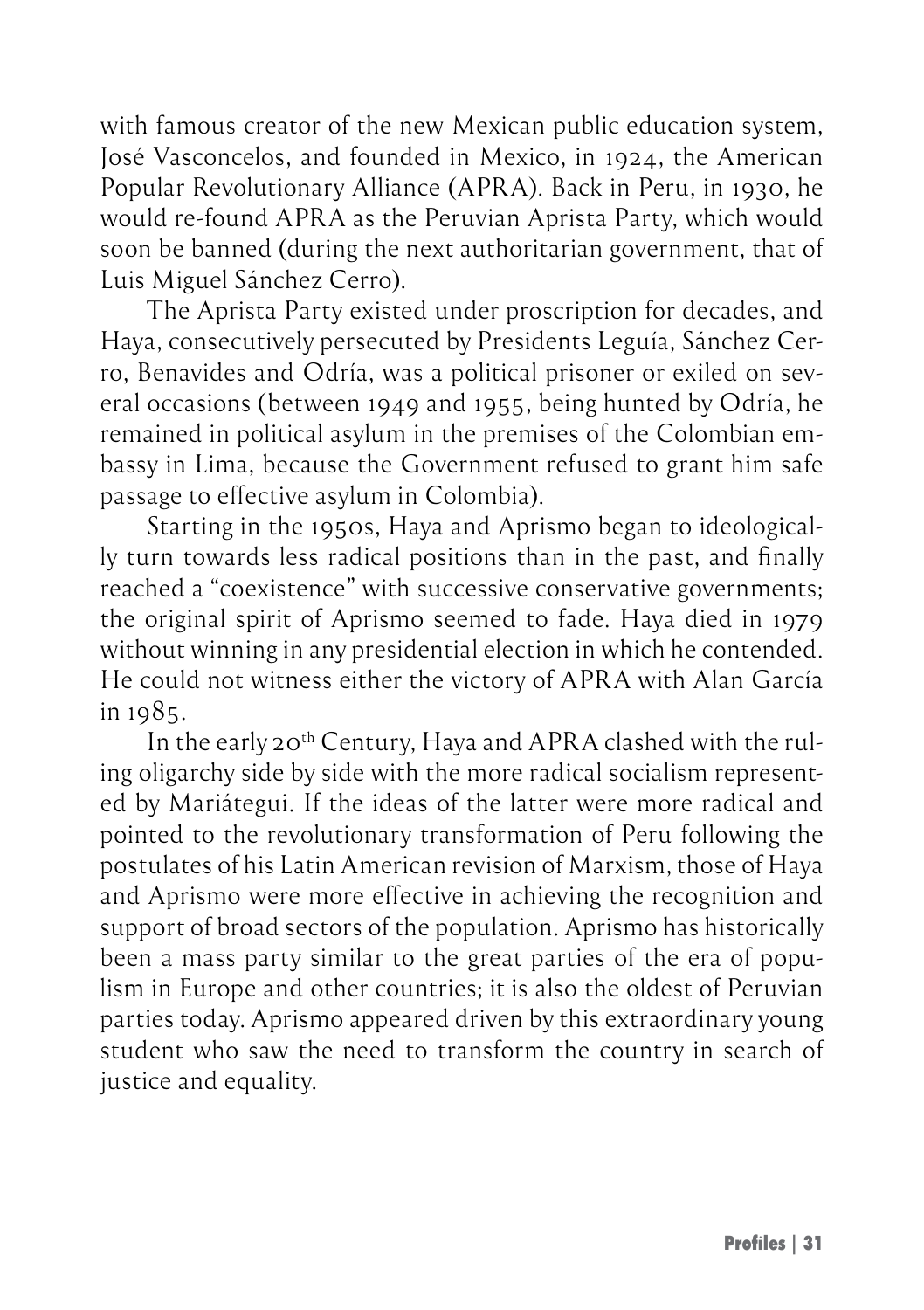with famous creator of the new Mexican public education system, José Vasconcelos, and founded in Mexico, in 1924, the American Popular Revolutionary Alliance (APRA). Back in Peru, in 1930, he would re-found APRA as the Peruvian Aprista Party, which would soon be banned (during the next authoritarian government, that of Luis Miguel Sánchez Cerro).

The Aprista Party existed under proscription for decades, and Haya, consecutively persecuted by Presidents Leguía, Sánchez Cerro, Benavides and Odría, was a political prisoner or exiled on several occasions (between 1949 and 1955, being hunted by Odría, he remained in political asylum in the premises of the Colombian embassy in Lima, because the Government refused to grant him safe passage to effective asylum in Colombia).

Starting in the 1950s, Haya and Aprismo began to ideologically turn towards less radical positions than in the past, and finally reached a "coexistence" with successive conservative governments; the original spirit of Aprismo seemed to fade. Haya died in 1979 without winning in any presidential election in which he contended. He could not witness either the victory of APRA with Alan García in 1985.

In the early 20th Century, Haya and APRA clashed with the ruling oligarchy side by side with the more radical socialism represented by Mariátegui. If the ideas of the latter were more radical and pointed to the revolutionary transformation of Peru following the postulates of his Latin American revision of Marxism, those of Haya and Aprismo were more effective in achieving the recognition and support of broad sectors of the population. Aprismo has historically been a mass party similar to the great parties of the era of populism in Europe and other countries; it is also the oldest of Peruvian parties today. Aprismo appeared driven by this extraordinary young student who saw the need to transform the country in search of justice and equality.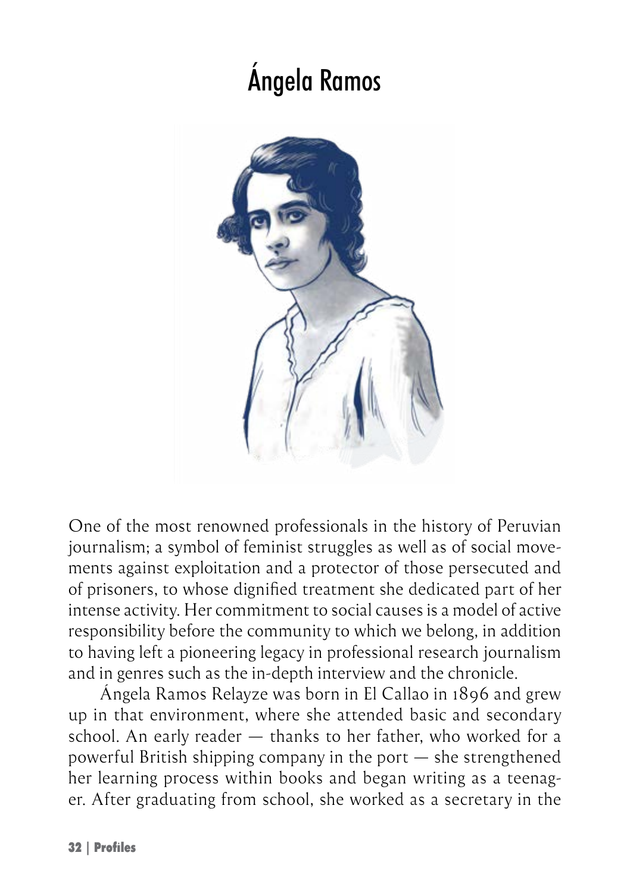# Ángela Ramos

One of the most renowned professionals in the history of Peruvian journalism; a symbol of feminist struggles as well as of social movements against exploitation and a protector of those persecuted and of prisoners, to whose dignified treatment she dedicated part of her intense activity. Her commitment to social causes is a model of active responsibility before the community to which we belong, in addition to having left a pioneering legacy in professional research journalism and in genres such as the in-depth interview and the chronicle.

Ángela Ramos Relayze was born in El Callao in 1896 and grew up in that environment, where she attended basic and secondary school. An early reader — thanks to her father, who worked for a powerful British shipping company in the port — she strengthened her learning process within books and began writing as a teenager. After graduating from school, she worked as a secretary in the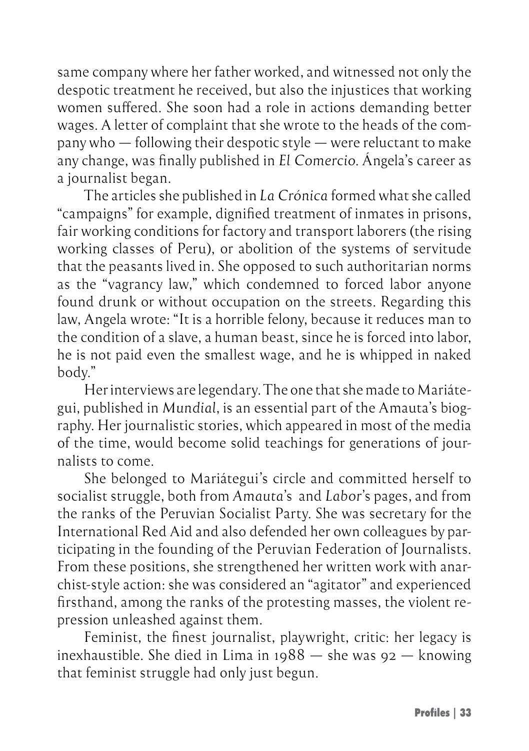same company where her father worked, and witnessed not only the despotic treatment he received, but also the injustices that working women suffered. She soon had a role in actions demanding better wages. A letter of complaint that she wrote to the heads of the company who — following their despotic style — were reluctant to make any change, was finally published in *El Comercio*. Ángela's career as a journalist began.

The articles she published in *La Crónica* formed what she called "campaigns" for example, dignified treatment of inmates in prisons, fair working conditions for factory and transport laborers (the rising working classes of Peru), or abolition of the systems of servitude that the peasants lived in. She opposed to such authoritarian norms as the "vagrancy law," which condemned to forced labor anyone found drunk or without occupation on the streets. Regarding this law, Angela wrote: "It is a horrible felony, because it reduces man to the condition of a slave, a human beast, since he is forced into labor, he is not paid even the smallest wage, and he is whipped in naked body."

Her interviews are legendary. The one that she made to Mariátegui, published in *Mundial*, is an essential part of the Amauta's biography. Her journalistic stories, which appeared in most of the media of the time, would become solid teachings for generations of journalists to come.

She belonged to Mariátegui's circle and committed herself to socialist struggle, both from *Amauta*'s and *Labor*'s pages, and from the ranks of the Peruvian Socialist Party. She was secretary for the International Red Aid and also defended her own colleagues by participating in the founding of the Peruvian Federation of Journalists. From these positions, she strengthened her written work with anarchist-style action: she was considered an "agitator" and experienced firsthand, among the ranks of the protesting masses, the violent repression unleashed against them.

Feminist, the finest journalist, playwright, critic: her legacy is inexhaustible. She died in Lima in 1988 — she was 92 — knowing that feminist struggle had only just begun.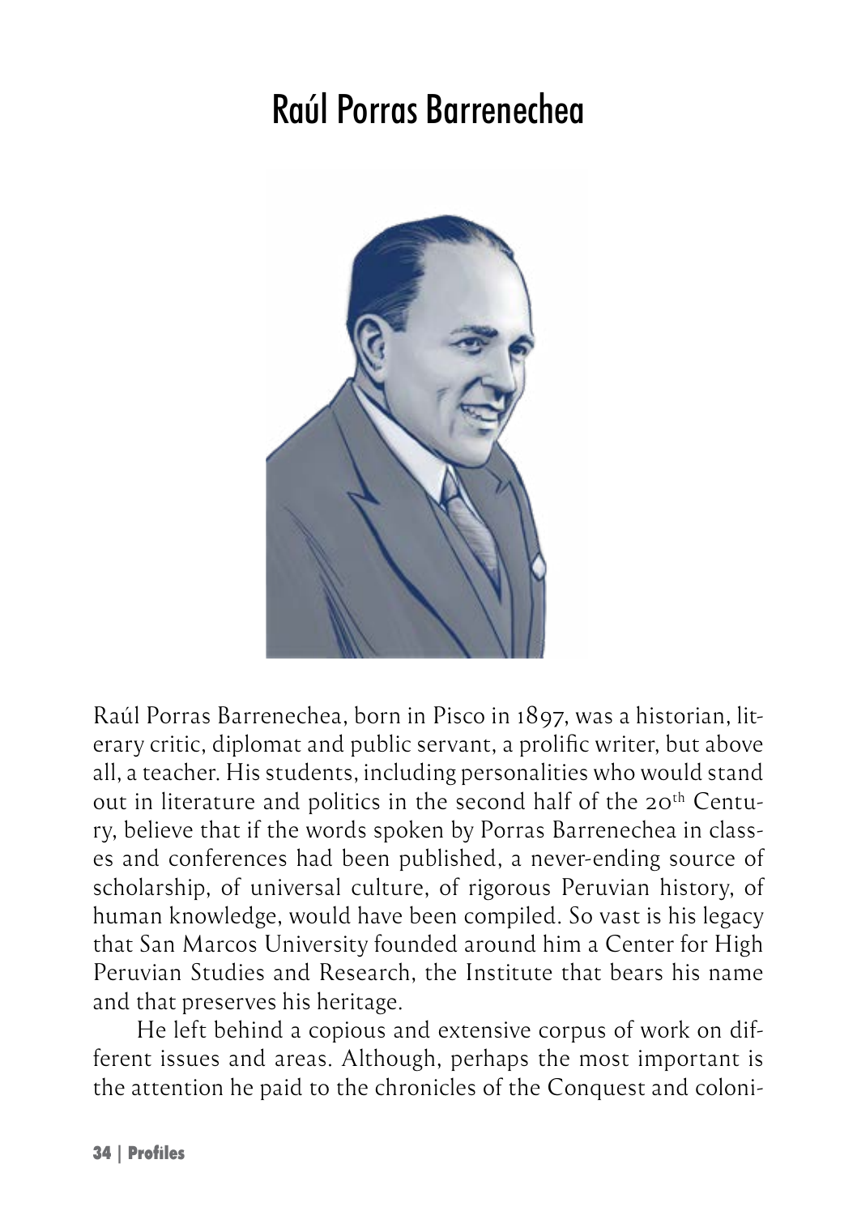# Raúl Porras Barrenechea

Raúl Porras Barrenechea, born in Pisco in 1897, was a historian, literary critic, diplomat and public servant, a prolific writer, but above all, a teacher. His students, including personalities who would stand out in literature and politics in the second half of the 20th Century, believe that if the words spoken by Porras Barrenechea in classes and conferences had been published, a never-ending source of scholarship, of universal culture, of rigorous Peruvian history, of human knowledge, would have been compiled. So vast is his legacy that San Marcos University founded around him a Center for High Peruvian Studies and Research, the Institute that bears his name and that preserves his heritage.

He left behind a copious and extensive corpus of work on different issues and areas. Although, perhaps the most important is the attention he paid to the chronicles of the Conquest and coloni-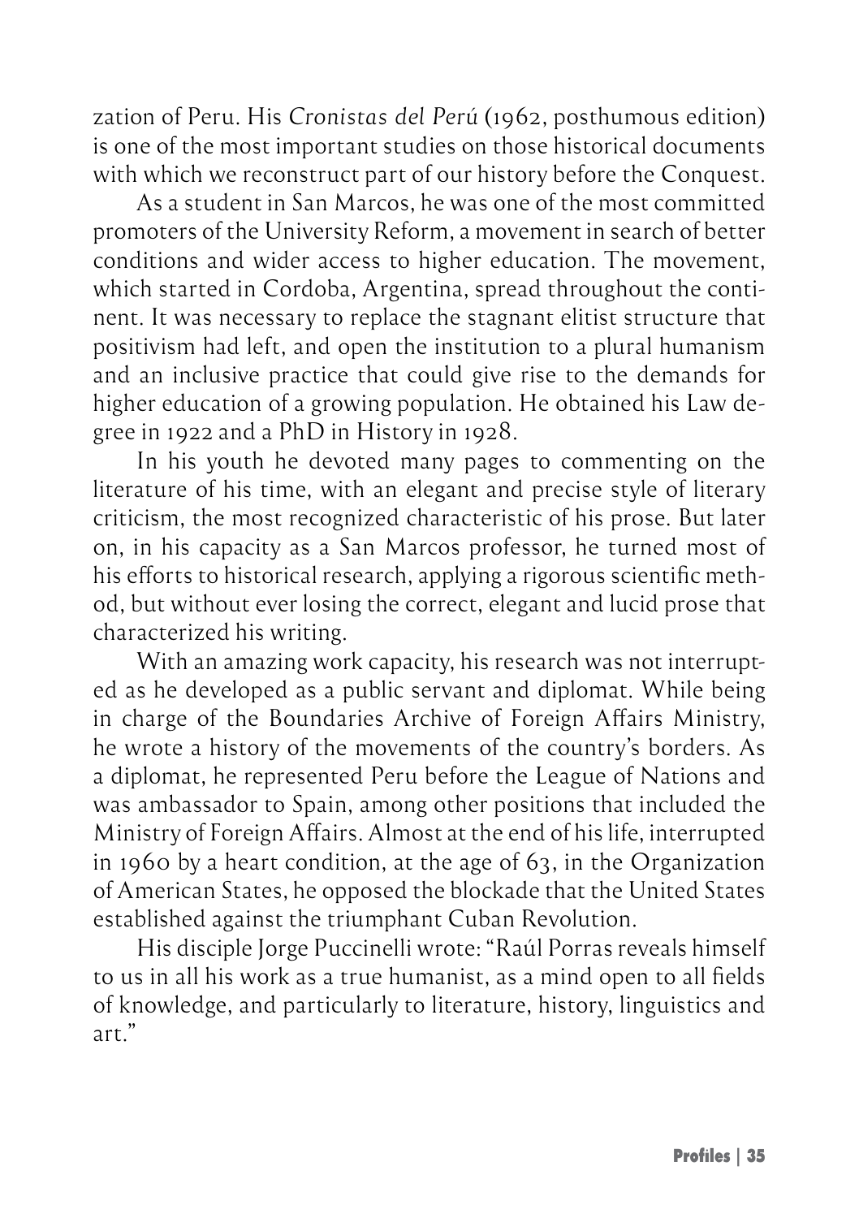zation of Peru. His *Cronistas del Perú* (1962, posthumous edition) is one of the most important studies on those historical documents with which we reconstruct part of our history before the Conquest.

As a student in San Marcos, he was one of the most committed promoters of the University Reform, a movement in search of better conditions and wider access to higher education. The movement, which started in Cordoba, Argentina, spread throughout the continent. It was necessary to replace the stagnant elitist structure that positivism had left, and open the institution to a plural humanism and an inclusive practice that could give rise to the demands for higher education of a growing population. He obtained his Law degree in 1922 and a PhD in History in 1928.

In his youth he devoted many pages to commenting on the literature of his time, with an elegant and precise style of literary criticism, the most recognized characteristic of his prose. But later on, in his capacity as a San Marcos professor, he turned most of his efforts to historical research, applying a rigorous scientific method, but without ever losing the correct, elegant and lucid prose that characterized his writing.

With an amazing work capacity, his research was not interrupted as he developed as a public servant and diplomat. While being in charge of the Boundaries Archive of Foreign Affairs Ministry, he wrote a history of the movements of the country's borders. As a diplomat, he represented Peru before the League of Nations and was ambassador to Spain, among other positions that included the Ministry of Foreign Affairs. Almost at the end of his life, interrupted in 1960 by a heart condition, at the age of 63, in the Organization of American States, he opposed the blockade that the United States established against the triumphant Cuban Revolution.

His disciple Jorge Puccinelli wrote: "Raúl Porras reveals himself to us in all his work as a true humanist, as a mind open to all fields of knowledge, and particularly to literature, history, linguistics and art."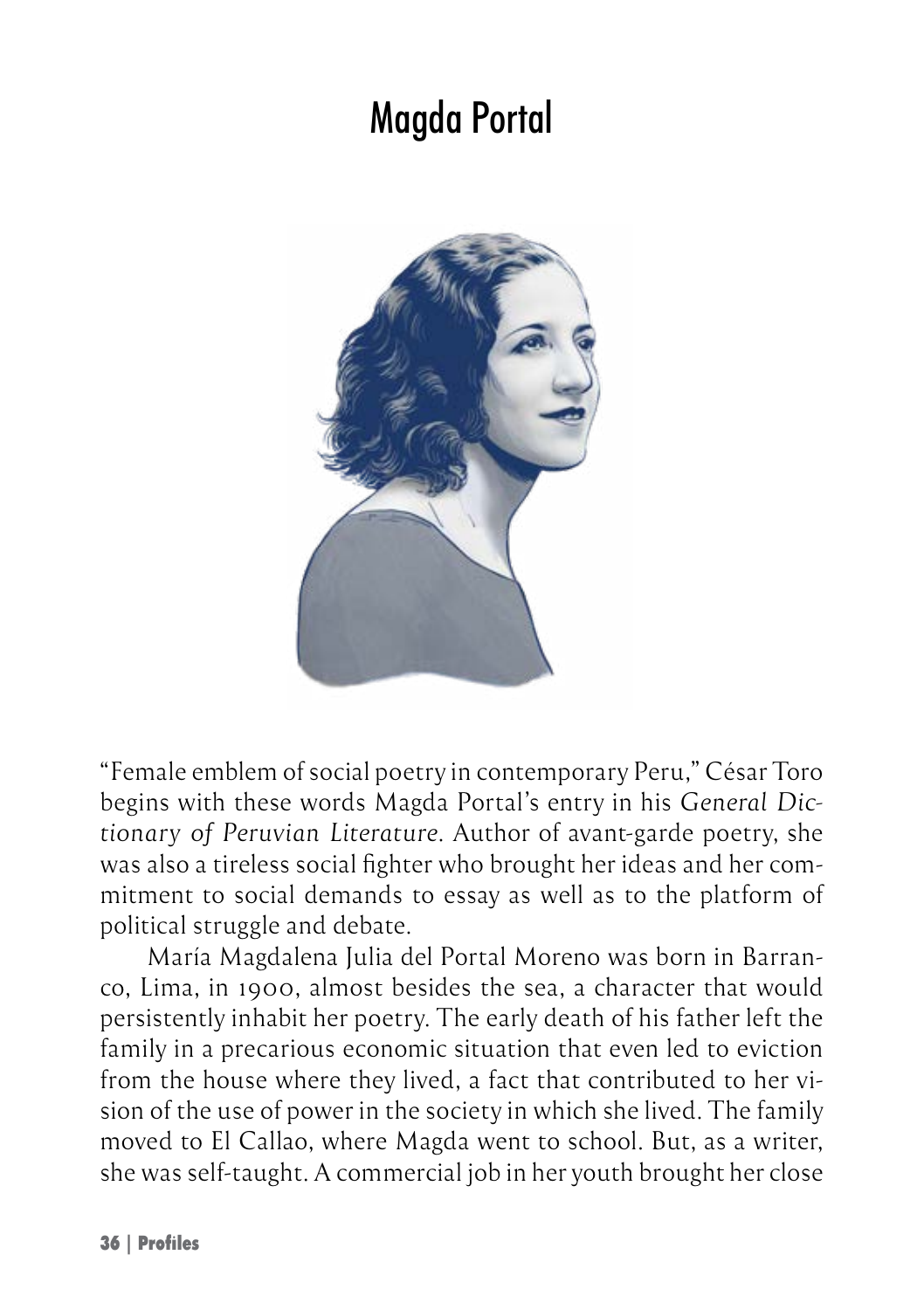# Magda Portal

"Female emblem of social poetry in contemporary Peru," César Toro begins with these words Magda Portal's entry in his *General Dictionary of Peruvian Literature*. Author of avant-garde poetry, she was also a tireless social fighter who brought her ideas and her commitment to social demands to essay as well as to the platform of political struggle and debate.

María Magdalena Julia del Portal Moreno was born in Barranco, Lima, in 1900, almost besides the sea, a character that would persistently inhabit her poetry. The early death of his father left the family in a precarious economic situation that even led to eviction from the house where they lived, a fact that contributed to her vision of the use of power in the society in which she lived. The family moved to El Callao, where Magda went to school. But, as a writer, she was self-taught. A commercial job in her youth brought her close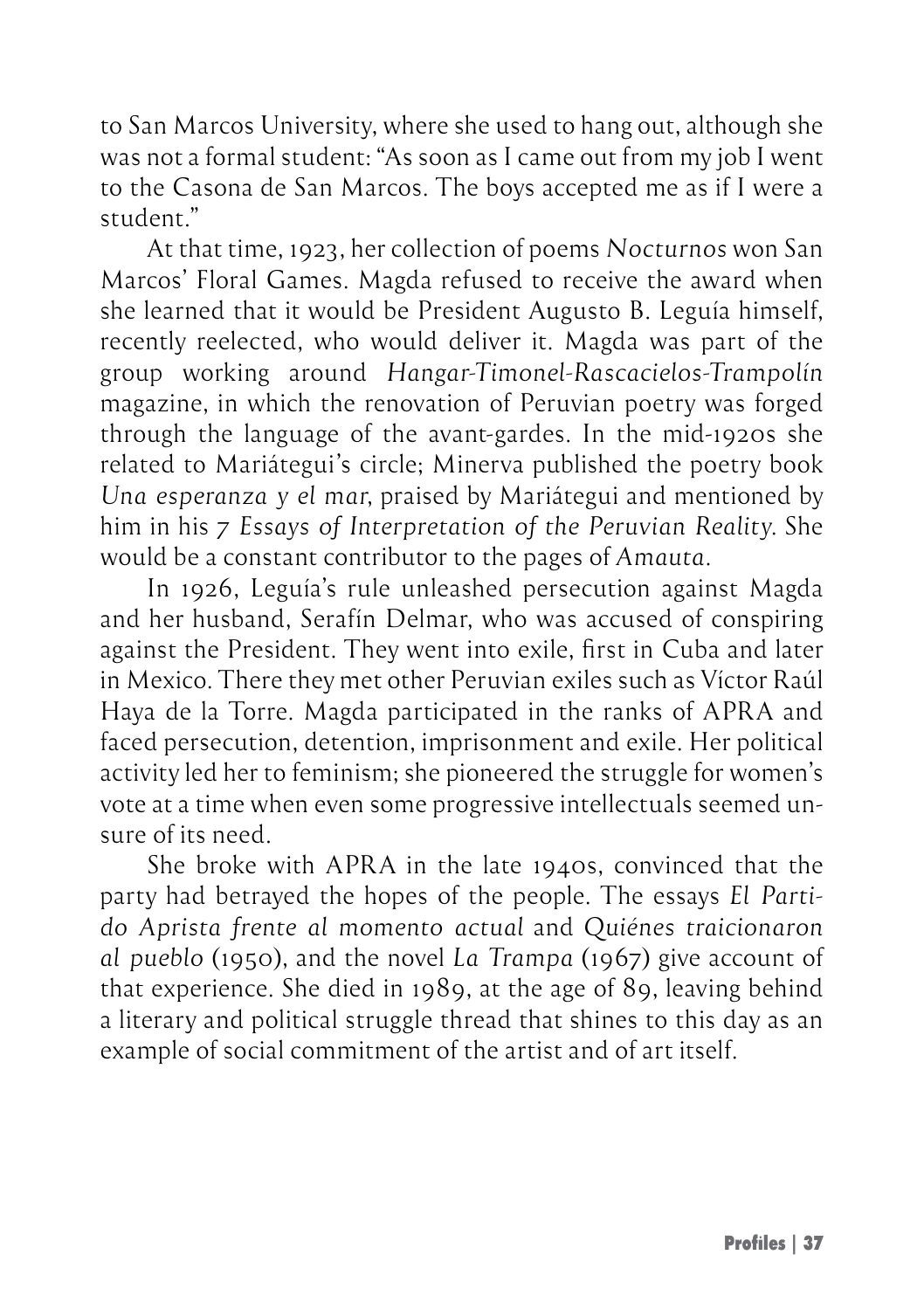to San Marcos University, where she used to hang out, although she was not a formal student: "As soon as I came out from my job I went to the Casona de San Marcos. The boys accepted me as if I were a student."

At that time, 1923, her collection of poems *Nocturnos* won San Marcos' Floral Games. Magda refused to receive the award when she learned that it would be President Augusto B. Leguía himself, recently reelected, who would deliver it. Magda was part of the group working around *Hangar-Timonel-Rascacielos-Trampolín* magazine, in which the renovation of Peruvian poetry was forged through the language of the avant-gardes. In the mid-1920s she related to Mariátegui's circle; Minerva published the poetry book *Una esperanza y el mar*, praised by Mariátegui and mentioned by him in his *7 Essays of Interpretation of the Peruvian Reality*. She would be a constant contributor to the pages of *Amauta*.

In 1926, Leguía's rule unleashed persecution against Magda and her husband, Serafín Delmar, who was accused of conspiring against the President. They went into exile, first in Cuba and later in Mexico. There they met other Peruvian exiles such as Víctor Raúl Haya de la Torre. Magda participated in the ranks of APRA and faced persecution, detention, imprisonment and exile. Her political activity led her to feminism; she pioneered the struggle for women's vote at a time when even some progressive intellectuals seemed unsure of its need.

She broke with APRA in the late 1940s, convinced that the party had betrayed the hopes of the people. The essays *El Partido Aprista frente al momento actual* and *Quiénes traicionaron al pueblo* (1950), and the novel *La Trampa* (1967) give account of that experience. She died in 1989, at the age of 89, leaving behind a literary and political struggle thread that shines to this day as an example of social commitment of the artist and of art itself.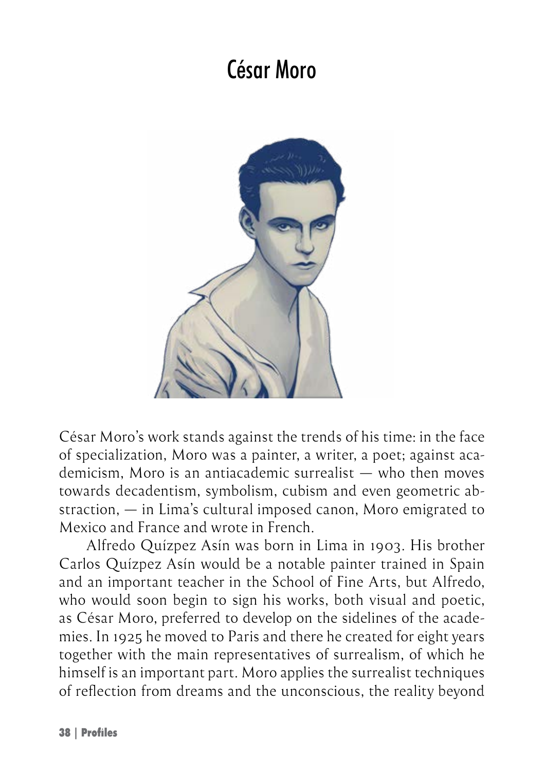# César Moro

César Moro's work stands against the trends of his time: in the face of specialization, Moro was a painter, a writer, a poet; against academicism, Moro is an antiacademic surrealist — who then moves towards decadentism, symbolism, cubism and even geometric abstraction, — in Lima's cultural imposed canon, Moro emigrated to Mexico and France and wrote in French.

Alfredo Quízpez Asín was born in Lima in 1903. His brother Carlos Quízpez Asín would be a notable painter trained in Spain and an important teacher in the School of Fine Arts, but Alfredo, who would soon begin to sign his works, both visual and poetic, as César Moro, preferred to develop on the sidelines of the academies. In 1925 he moved to Paris and there he created for eight years together with the main representatives of surrealism, of which he himself is an important part. Moro applies the surrealist techniques of reflection from dreams and the unconscious, the reality beyond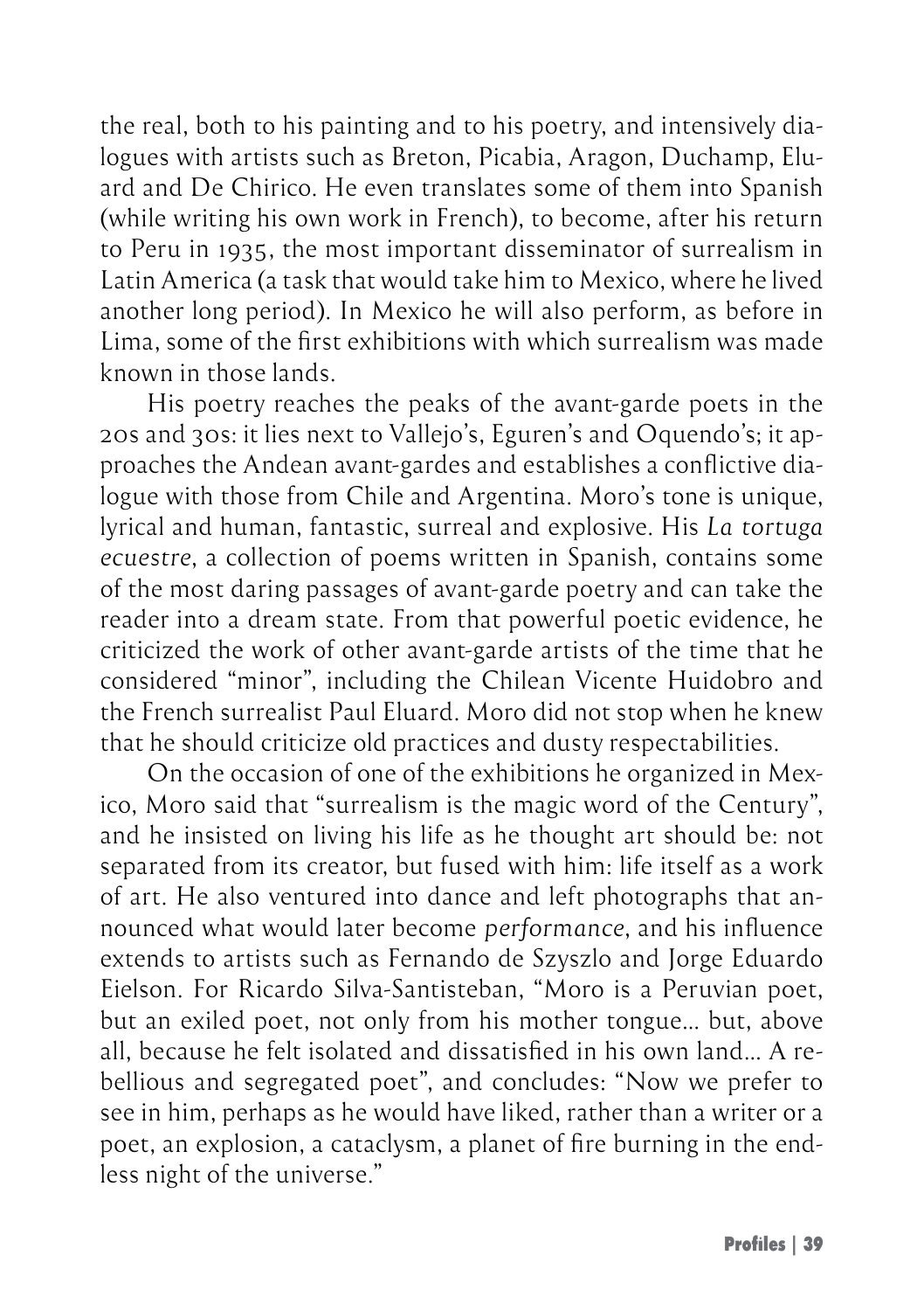the real, both to his painting and to his poetry, and intensively dialogues with artists such as Breton, Picabia, Aragon, Duchamp, Eluard and De Chirico. He even translates some of them into Spanish (while writing his own work in French), to become, after his return to Peru in 1935, the most important disseminator of surrealism in Latin America (a task that would take him to Mexico, where he lived another long period). In Mexico he will also perform, as before in Lima, some of the first exhibitions with which surrealism was made known in those lands.

His poetry reaches the peaks of the avant-garde poets in the 20s and 30s: it lies next to Vallejo's, Eguren's and Oquendo's; it approaches the Andean avant-gardes and establishes a conflictive dialogue with those from Chile and Argentina. Moro's tone is unique, lyrical and human, fantastic, surreal and explosive. His *La tortuga ecuestre*, a collection of poems written in Spanish, contains some of the most daring passages of avant-garde poetry and can take the reader into a dream state. From that powerful poetic evidence, he criticized the work of other avant-garde artists of the time that he considered "minor", including the Chilean Vicente Huidobro and the French surrealist Paul Eluard. Moro did not stop when he knew that he should criticize old practices and dusty respectabilities.

On the occasion of one of the exhibitions he organized in Mexico, Moro said that "surrealism is the magic word of the Century", and he insisted on living his life as he thought art should be: not separated from its creator, but fused with him: life itself as a work of art. He also ventured into dance and left photographs that announced what would later become *performance*, and his influence extends to artists such as Fernando de Szyszlo and Jorge Eduardo Eielson. For Ricardo Silva-Santisteban, "Moro is a Peruvian poet, but an exiled poet, not only from his mother tongue… but, above all, because he felt isolated and dissatisfied in his own land… A rebellious and segregated poet", and concludes: "Now we prefer to see in him, perhaps as he would have liked, rather than a writer or a poet, an explosion, a cataclysm, a planet of fire burning in the endless night of the universe."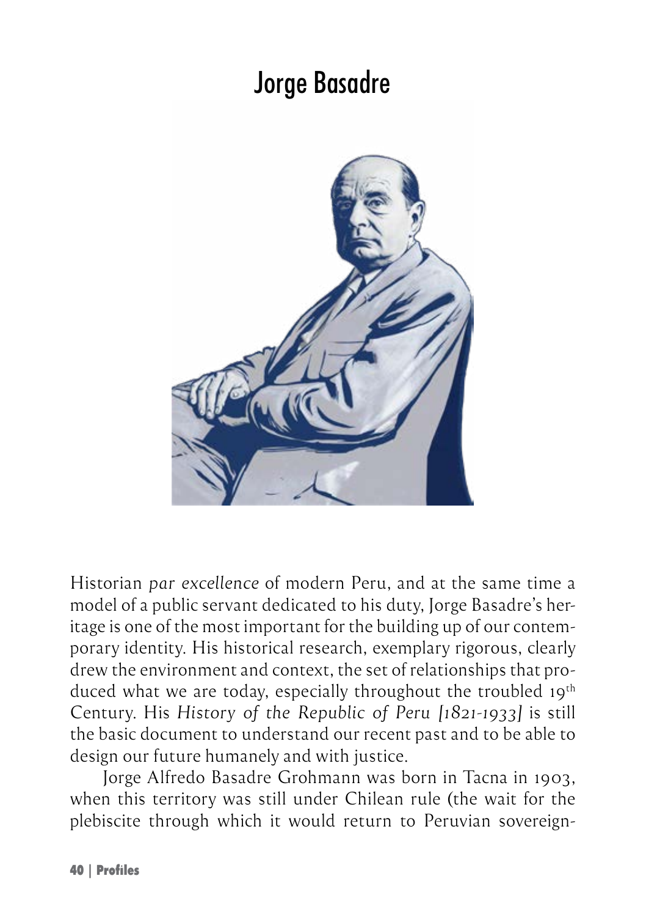# Jorge Basadre

Historian *par excellence* of modern Peru, and at the same time a model of a public servant dedicated to his duty, Jorge Basadre's heritage is one of the most important for the building up of our contemporary identity. His historical research, exemplary rigorous, clearly drew the environment and context, the set of relationships that produced what we are today, especially throughout the troubled 19th Century. His *History of the Republic of Peru [1821-1933]* is still the basic document to understand our recent past and to be able to design our future humanely and with justice.

Jorge Alfredo Basadre Grohmann was born in Tacna in 1903, when this territory was still under Chilean rule (the wait for the plebiscite through which it would return to Peruvian sovereign-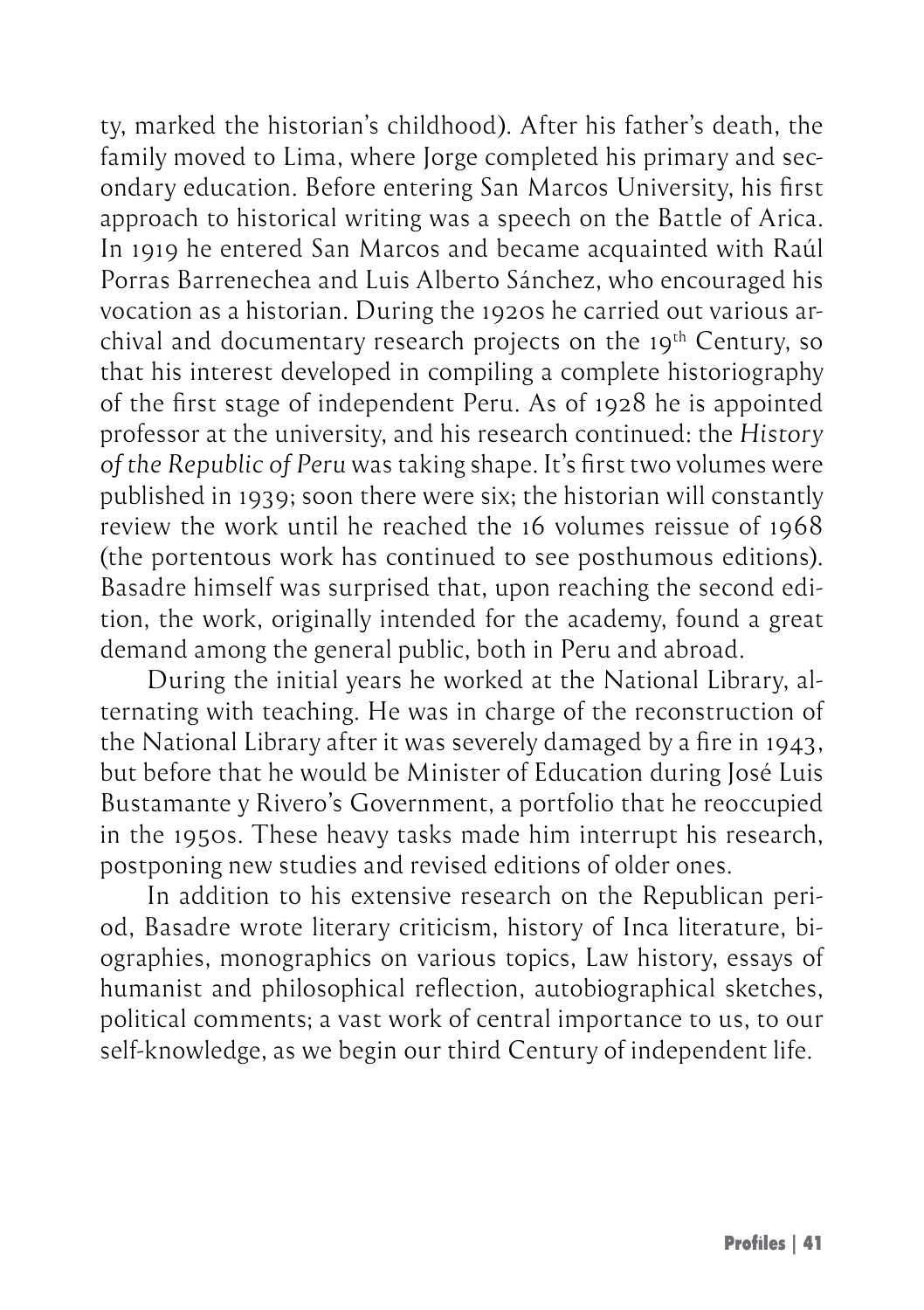ty, marked the historian's childhood). After his father's death, the family moved to Lima, where Jorge completed his primary and secondary education. Before entering San Marcos University, his first approach to historical writing was a speech on the Battle of Arica. In 1919 he entered San Marcos and became acquainted with Raúl Porras Barrenechea and Luis Alberto Sánchez, who encouraged his vocation as a historian. During the 1920s he carried out various archival and documentary research projects on the 19th Century, so that his interest developed in compiling a complete historiography of the first stage of independent Peru. As of 1928 he is appointed professor at the university, and his research continued: the *History of the Republic of Peru* was taking shape. It's first two volumes were published in 1939; soon there were six; the historian will constantly review the work until he reached the 16 volumes reissue of 1968 (the portentous work has continued to see posthumous editions). Basadre himself was surprised that, upon reaching the second edition, the work, originally intended for the academy, found a great demand among the general public, both in Peru and abroad.

During the initial years he worked at the National Library, alternating with teaching. He was in charge of the reconstruction of the National Library after it was severely damaged by a fire in 1943, but before that he would be Minister of Education during José Luis Bustamante y Rivero's Government, a portfolio that he reoccupied in the 1950s. These heavy tasks made him interrupt his research, postponing new studies and revised editions of older ones.

In addition to his extensive research on the Republican period, Basadre wrote literary criticism, history of Inca literature, biographies, monographics on various topics, Law history, essays of humanist and philosophical reflection, autobiographical sketches, political comments; a vast work of central importance to us, to our self-knowledge, as we begin our third Century of independent life.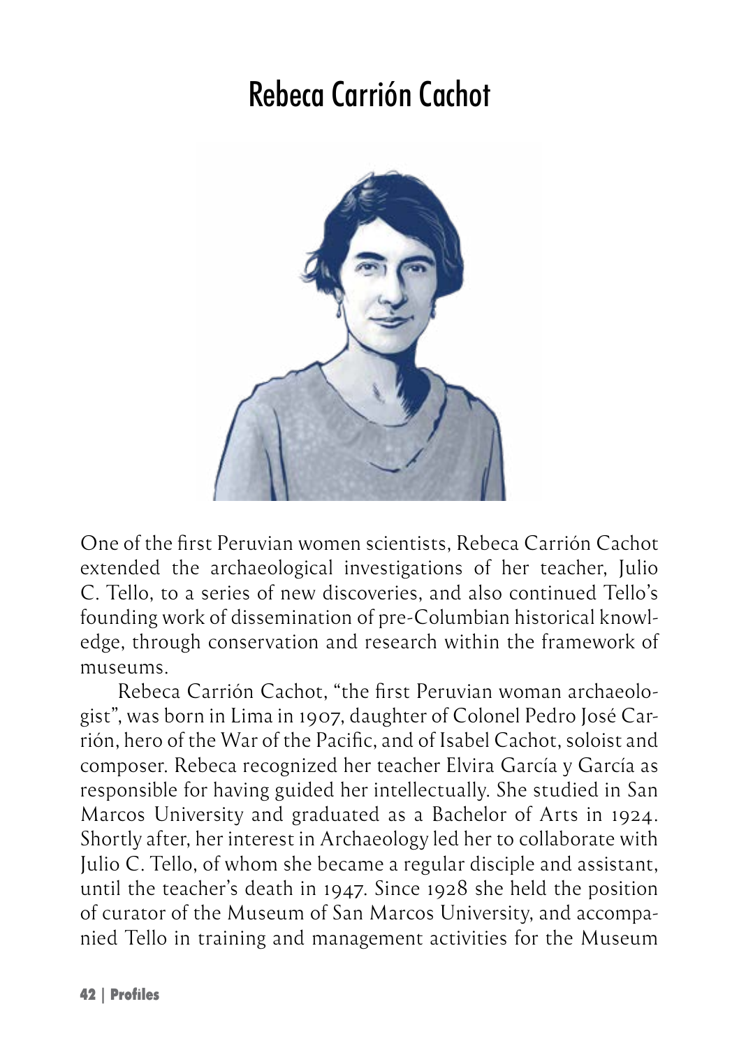# Rebeca Carrión Cachot

One of the first Peruvian women scientists, Rebeca Carrión Cachot extended the archaeological investigations of her teacher, Julio C. Tello, to a series of new discoveries, and also continued Tello's founding work of dissemination of pre-Columbian historical knowledge, through conservation and research within the framework of museums.

Rebeca Carrión Cachot, "the first Peruvian woman archaeologist", was born in Lima in 1907, daughter of Colonel Pedro José Carrión, hero of the War of the Pacific, and of Isabel Cachot, soloist and composer. Rebeca recognized her teacher Elvira García y García as responsible for having guided her intellectually. She studied in San Marcos University and graduated as a Bachelor of Arts in 1924. Shortly after, her interest in Archaeology led her to collaborate with Julio C. Tello, of whom she became a regular disciple and assistant, until the teacher's death in 1947. Since 1928 she held the position of curator of the Museum of San Marcos University, and accompanied Tello in training and management activities for the Museum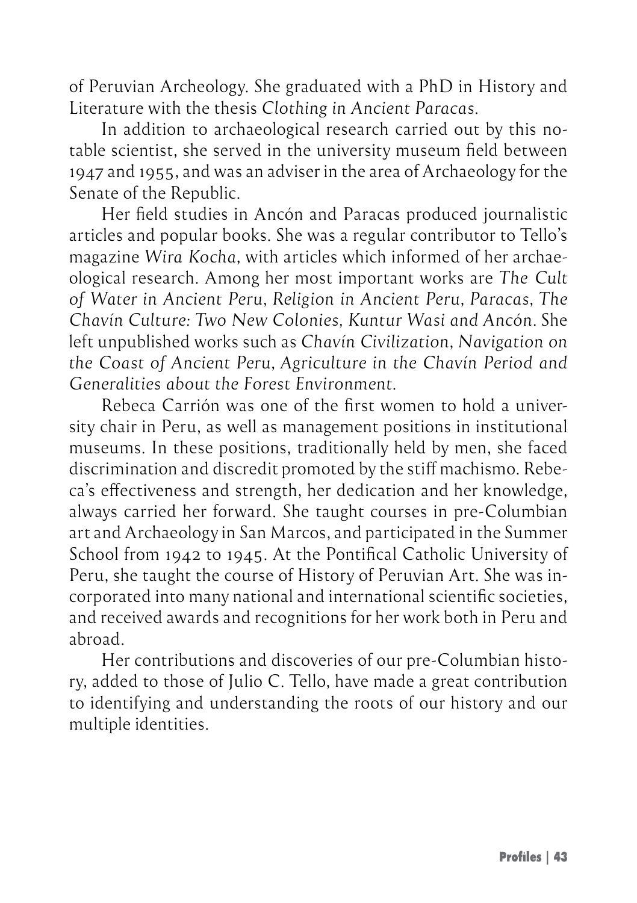of Peruvian Archeology. She graduated with a PhD in History and Literature with the thesis *Clothing in Ancient Paracas*.

In addition to archaeological research carried out by this notable scientist, she served in the university museum field between 1947 and 1955, and was an adviser in the area of Archaeology for the Senate of the Republic.

Her field studies in Ancón and Paracas produced journalistic articles and popular books. She was a regular contributor to Tello's magazine *Wira Kocha*, with articles which informed of her archaeological research. Among her most important works are *The Cult of Water in Ancient Peru*, *Religion in Ancient Peru*, *Paracas*, *The Chavín Culture: Two New Colonies*, *Kuntur Wasi and Ancón*. She left unpublished works such as *Chavín Civilization*, *Navigation on the Coast of Ancient Peru*, *Agriculture in the Chavín Period and Generalities about the Forest Environment*.

Rebeca Carrión was one of the first women to hold a university chair in Peru, as well as management positions in institutional museums. In these positions, traditionally held by men, she faced discrimination and discredit promoted by the stiff machismo. Rebeca's effectiveness and strength, her dedication and her knowledge, always carried her forward. She taught courses in pre-Columbian art and Archaeology in San Marcos, and participated in the Summer School from 1942 to 1945. At the Pontifical Catholic University of Peru, she taught the course of History of Peruvian Art. She was incorporated into many national and international scientific societies, and received awards and recognitions for her work both in Peru and abroad.

Her contributions and discoveries of our pre-Columbian history, added to those of Julio C. Tello, have made a great contribution to identifying and understanding the roots of our history and our multiple identities.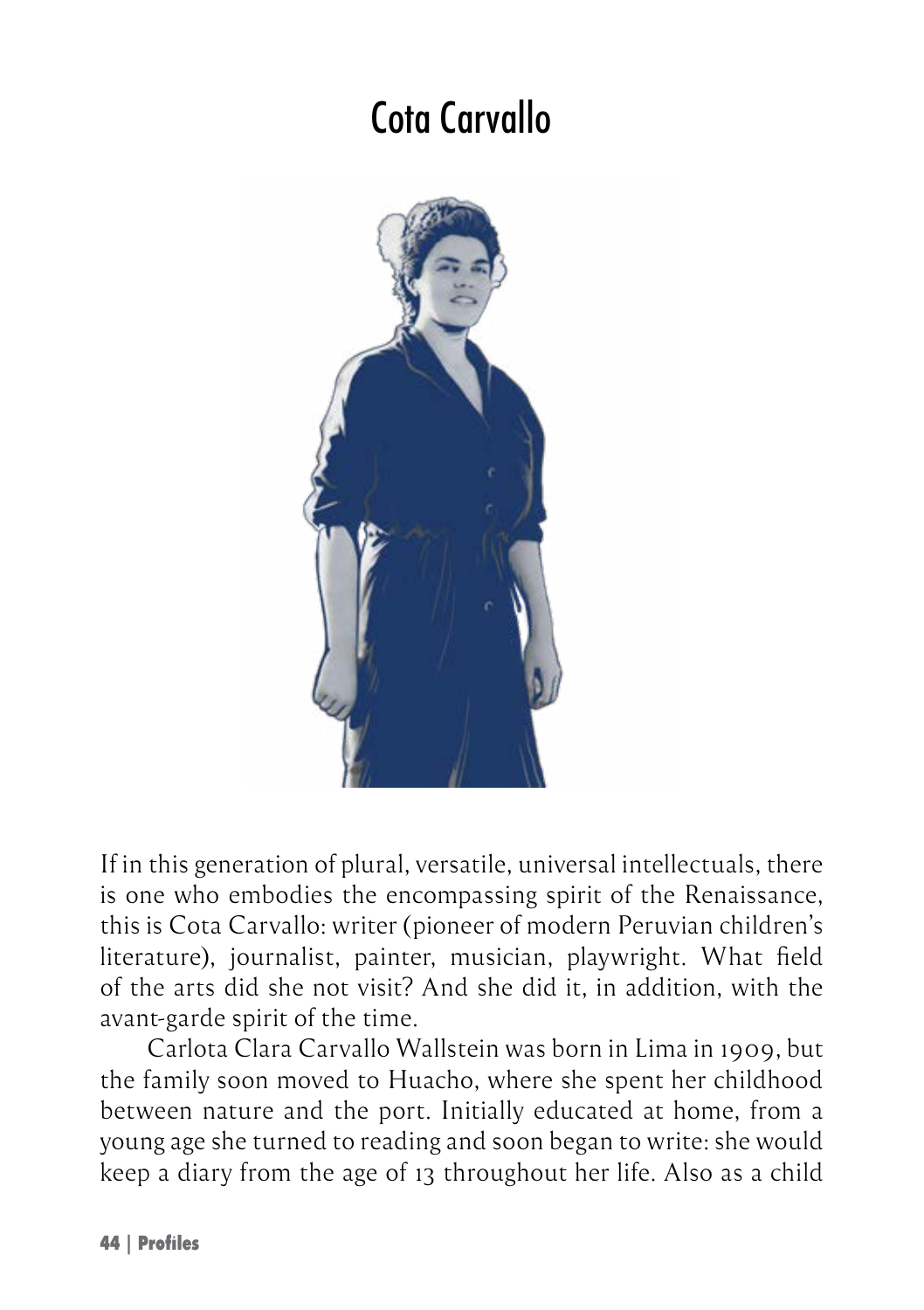# Cota Carvallo

If in this generation of plural, versatile, universal intellectuals, there is one who embodies the encompassing spirit of the Renaissance, this is Cota Carvallo: writer (pioneer of modern Peruvian children's literature), journalist, painter, musician, playwright. What field of the arts did she not visit? And she did it, in addition, with the avant-garde spirit of the time.

Carlota Clara Carvallo Wallstein was born in Lima in 1909, but the family soon moved to Huacho, where she spent her childhood between nature and the port. Initially educated at home, from a young age she turned to reading and soon began to write: she would keep a diary from the age of 13 throughout her life. Also as a child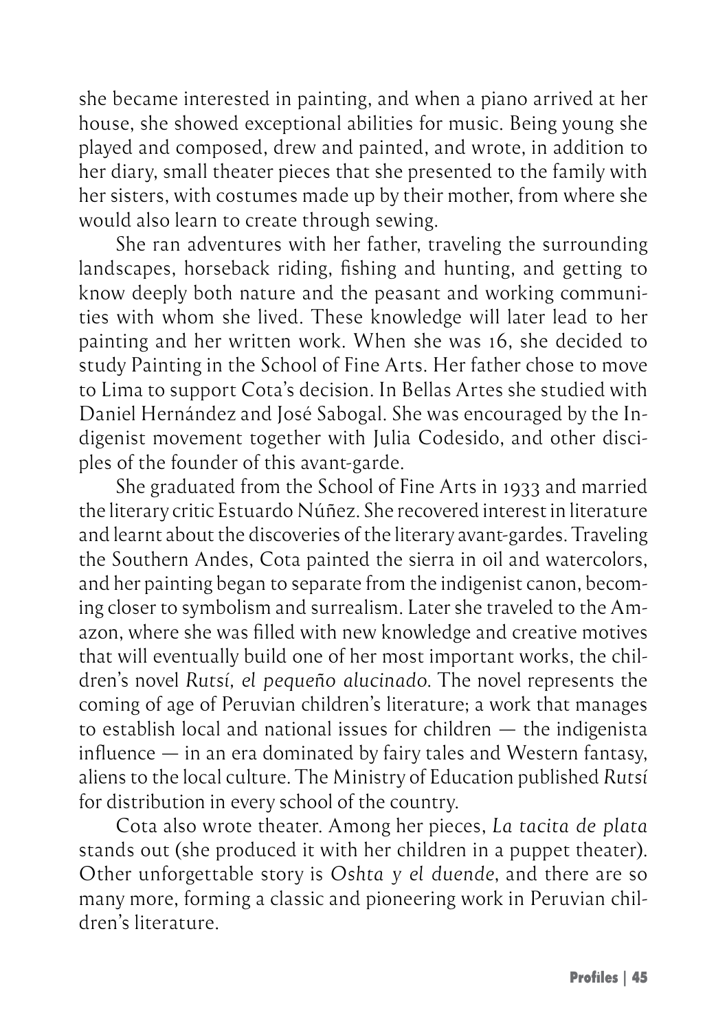she became interested in painting, and when a piano arrived at her house, she showed exceptional abilities for music. Being young she played and composed, drew and painted, and wrote, in addition to her diary, small theater pieces that she presented to the family with her sisters, with costumes made up by their mother, from where she would also learn to create through sewing.

She ran adventures with her father, traveling the surrounding landscapes, horseback riding, fishing and hunting, and getting to know deeply both nature and the peasant and working communities with whom she lived. These knowledge will later lead to her painting and her written work. When she was 16, she decided to study Painting in the School of Fine Arts. Her father chose to move to Lima to support Cota's decision. In Bellas Artes she studied with Daniel Hernández and José Sabogal. She was encouraged by the Indigenist movement together with Julia Codesido, and other disciples of the founder of this avant-garde.

She graduated from the School of Fine Arts in 1933 and married the literary critic Estuardo Núñez. She recovered interest in literature and learnt about the discoveries of the literary avant-gardes. Traveling the Southern Andes, Cota painted the sierra in oil and watercolors, and her painting began to separate from the indigenist canon, becoming closer to symbolism and surrealism. Later she traveled to the Amazon, where she was filled with new knowledge and creative motives that will eventually build one of her most important works, the children's novel *Rutsí, el pequeño alucinado*. The novel represents the coming of age of Peruvian children's literature; a work that manages to establish local and national issues for children — the indigenista influence — in an era dominated by fairy tales and Western fantasy, aliens to the local culture. The Ministry of Education published *Rutsí* for distribution in every school of the country.

Cota also wrote theater. Among her pieces, *La tacita de plata* stands out (she produced it with her children in a puppet theater). Other unforgettable story is *Oshta y el duende*, and there are so many more, forming a classic and pioneering work in Peruvian children's literature.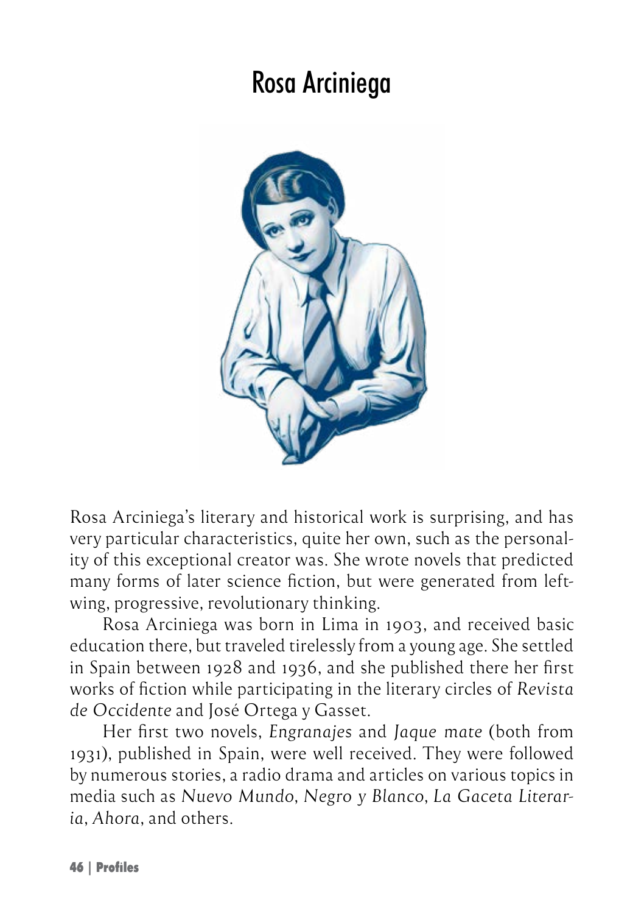# Rosa Arciniega

Rosa Arciniega's literary and historical work is surprising, and has very particular characteristics, quite her own, such as the personality of this exceptional creator was. She wrote novels that predicted many forms of later science fiction, but were generated from left-wing, progressive, revolutionary thinking.

Rosa Arciniega was born in Lima in 1903, and received basic education there, but traveled tirelessly from a young age. She settled in Spain between 1928 and 1936, and she published there her first works of fiction while participating in the literary circles of *Revista de Occidente* and José Ortega y Gasset.

Her first two novels, *Engranajes* and *Jaque mate* (both from 1931), published in Spain, were well received. They were followed by numerous stories, a radio drama and articles on various topics in media such as *Nuevo Mundo*, *Negro y Blanco*, *La Gaceta Literaria*, *Ahora*, and others.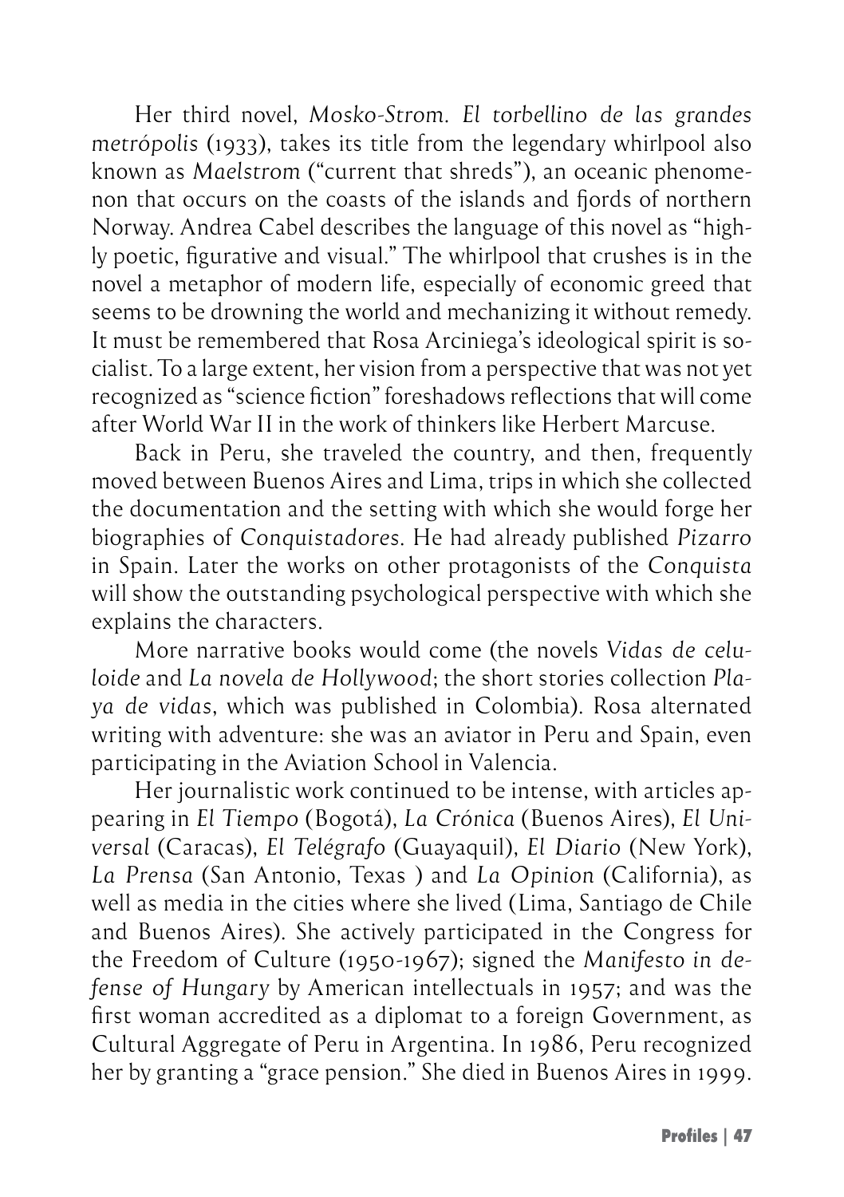Her third novel, *Mosko-Strom. El torbellino de las grandes metrópolis* (1933), takes its title from the legendary whirlpool also known as *Maelstrom* ("current that shreds"), an oceanic phenomenon that occurs on the coasts of the islands and fjords of northern Norway. Andrea Cabel describes the language of this novel as "highly poetic, figurative and visual." The whirlpool that crushes is in the novel a metaphor of modern life, especially of economic greed that seems to be drowning the world and mechanizing it without remedy. It must be remembered that Rosa Arciniega's ideological spirit is socialist. To a large extent, her vision from a perspective that was not yet recognized as "science fiction" foreshadows reflections that will come after World War II in the work of thinkers like Herbert Marcuse.

Back in Peru, she traveled the country, and then, frequently moved between Buenos Aires and Lima, trips in which she collected the documentation and the setting with which she would forge her biographies of *Conquistadores*. He had already published *Pizarro* in Spain. Later the works on other protagonists of the *Conquista* will show the outstanding psychological perspective with which she explains the characters.

More narrative books would come (the novels *Vidas de celuloide* and *La novela de Hollywood*; the short stories collection *Playa de vidas*, which was published in Colombia). Rosa alternated writing with adventure: she was an aviator in Peru and Spain, even participating in the Aviation School in Valencia.

Her journalistic work continued to be intense, with articles appearing in *El Tiempo* (Bogotá), *La Crónica* (Buenos Aires), *El Universal* (Caracas), *El Telégrafo* (Guayaquil), *El Diario* (New York), *La Prensa* (San Antonio, Texas ) and *La Opinion* (California), as well as media in the cities where she lived (Lima, Santiago de Chile and Buenos Aires). She actively participated in the Congress for the Freedom of Culture (1950-1967); signed the *Manifesto in defense of Hungary* by American intellectuals in 1957; and was the first woman accredited as a diplomat to a foreign Government, as Cultural Aggregate of Peru in Argentina. In 1986, Peru recognized her by granting a "grace pension." She died in Buenos Aires in 1999.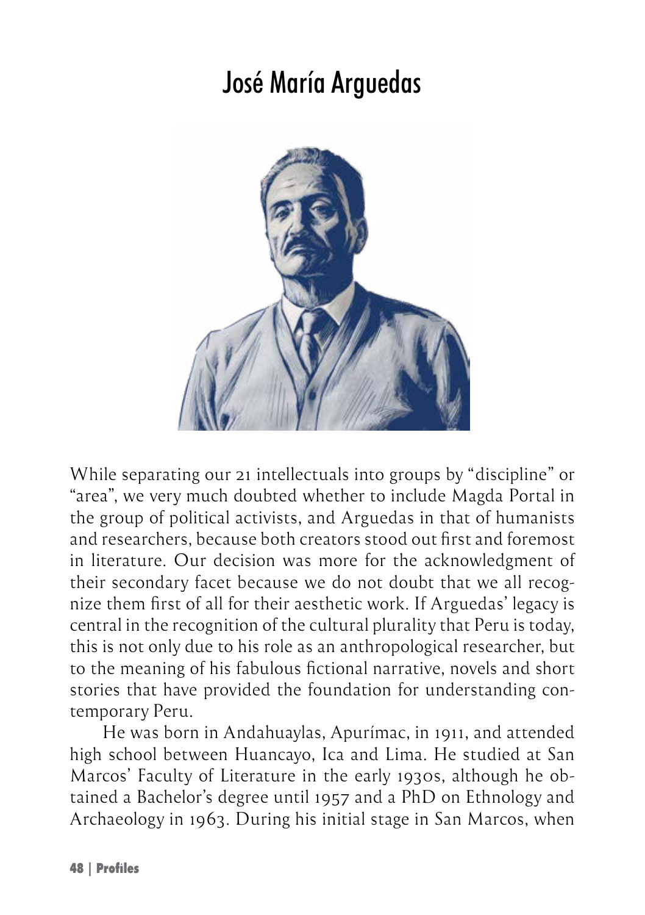# José María Arguedas

While separating our 21 intellectuals into groups by "discipline" or "area", we very much doubted whether to include Magda Portal in the group of political activists, and Arguedas in that of humanists and researchers, because both creators stood out first and foremost in literature. Our decision was more for the acknowledgment of their secondary facet because we do not doubt that we all recognize them first of all for their aesthetic work. If Arguedas' legacy is central in the recognition of the cultural plurality that Peru is today, this is not only due to his role as an anthropological researcher, but to the meaning of his fabulous fictional narrative, novels and short stories that have provided the foundation for understanding contemporary Peru.

He was born in Andahuaylas, Apurímac, in 1911, and attended high school between Huancayo, Ica and Lima. He studied at San Marcos' Faculty of Literature in the early 1930s, although he obtained a Bachelor's degree until 1957 and a PhD on Ethnology and Archaeology in 1963. During his initial stage in San Marcos, when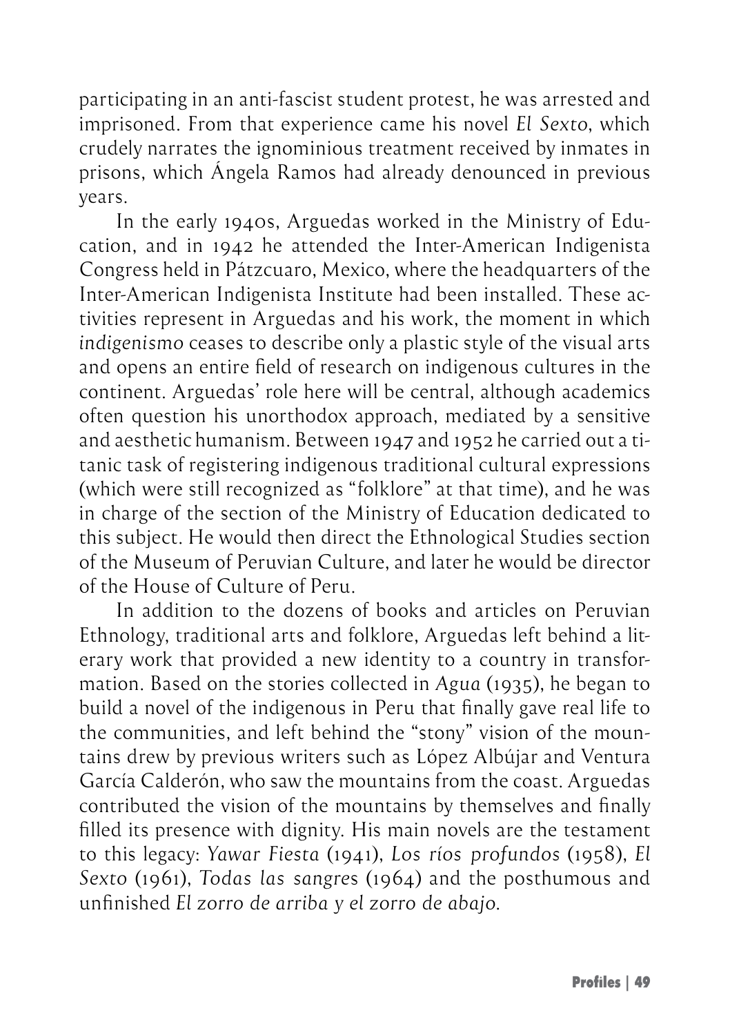participating in an anti-fascist student protest, he was arrested and imprisoned. From that experience came his novel *El Sexto*, which crudely narrates the ignominious treatment received by inmates in prisons, which Ángela Ramos had already denounced in previous years.

In the early 1940s, Arguedas worked in the Ministry of Education, and in 1942 he attended the Inter-American Indigenista Congress held in Pátzcuaro, Mexico, where the headquarters of the Inter-American Indigenista Institute had been installed. These activities represent in Arguedas and his work, the moment in which *indigenismo* ceases to describe only a plastic style of the visual arts and opens an entire field of research on indigenous cultures in the continent. Arguedas' role here will be central, although academics often question his unorthodox approach, mediated by a sensitive and aesthetic humanism. Between 1947 and 1952 he carried out a titanic task of registering indigenous traditional cultural expressions (which were still recognized as "folklore" at that time), and he was in charge of the section of the Ministry of Education dedicated to this subject. He would then direct the Ethnological Studies section of the Museum of Peruvian Culture, and later he would be director of the House of Culture of Peru.

In addition to the dozens of books and articles on Peruvian Ethnology, traditional arts and folklore, Arguedas left behind a literary work that provided a new identity to a country in transformation. Based on the stories collected in *Agua* (1935), he began to build a novel of the indigenous in Peru that finally gave real life to the communities, and left behind the "stony" vision of the mountains drew by previous writers such as López Albújar and Ventura García Calderón, who saw the mountains from the coast. Arguedas contributed the vision of the mountains by themselves and finally filled its presence with dignity. His main novels are the testament to this legacy: *Yawar Fiesta* (1941), *Los ríos profundos* (1958), *El Sexto* (1961), *Todas las sangres* (1964) and the posthumous and unfinished *El zorro de arriba y el zorro de abajo*.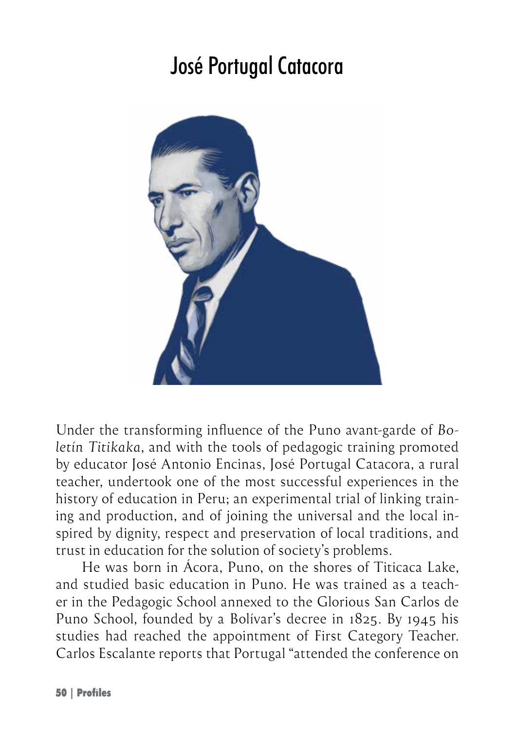# José Portugal Catacora

Under the transforming influence of the Puno avant-garde of *Boletín Titikaka*, and with the tools of pedagogic training promoted by educator José Antonio Encinas, José Portugal Catacora, a rural teacher, undertook one of the most successful experiences in the history of education in Peru; an experimental trial of linking training and production, and of joining the universal and the local inspired by dignity, respect and preservation of local traditions, and trust in education for the solution of society's problems.

He was born in Ácora, Puno, on the shores of Titicaca Lake, and studied basic education in Puno. He was trained as a teacher in the Pedagogic School annexed to the Glorious San Carlos de Puno School, founded by a Bolívar's decree in 1825. By 1945 his studies had reached the appointment of First Category Teacher. Carlos Escalante reports that Portugal "attended the conference on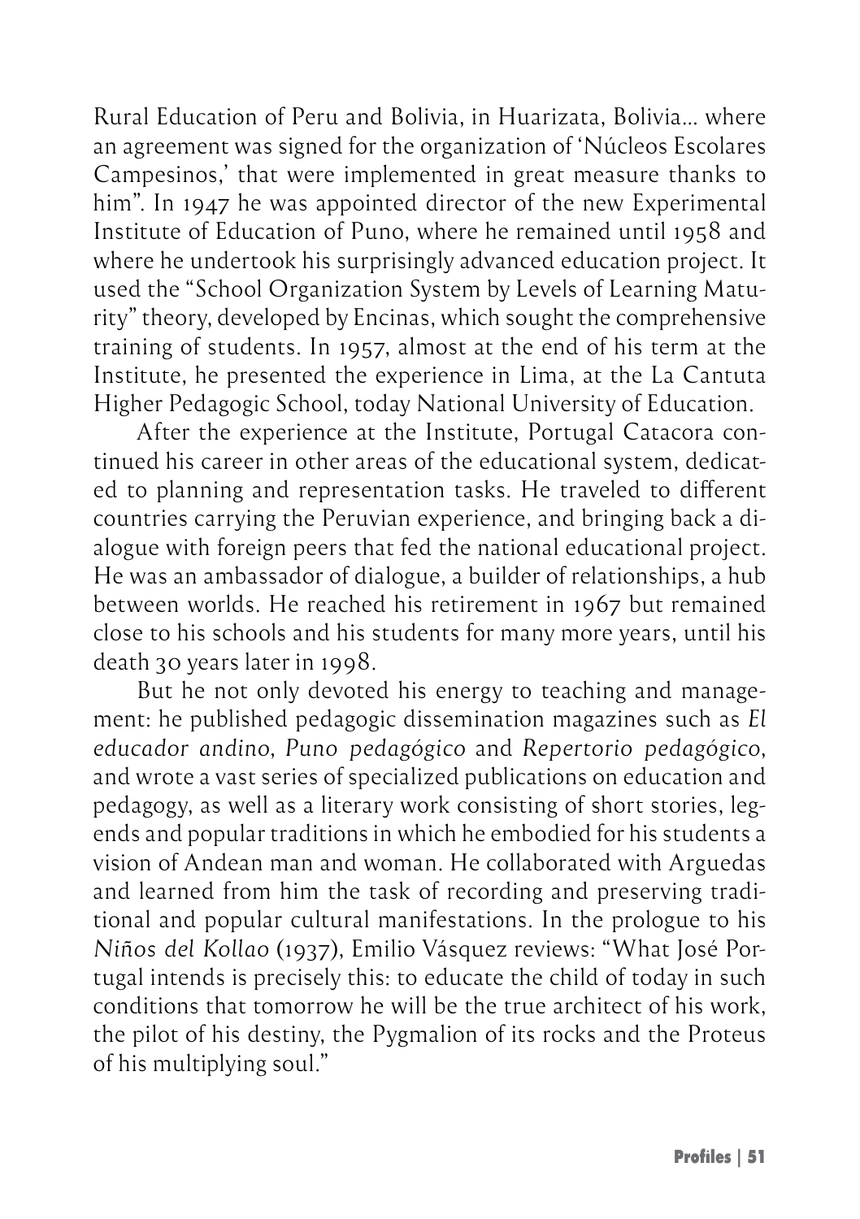Rural Education of Peru and Bolivia, in Huarizata, Bolivia... where an agreement was signed for the organization of 'Núcleos Escolares Campesinos,' that were implemented in great measure thanks to him". In 1947 he was appointed director of the new Experimental Institute of Education of Puno, where he remained until 1958 and where he undertook his surprisingly advanced education project. It used the "School Organization System by Levels of Learning Maturity" theory, developed by Encinas, which sought the comprehensive training of students. In 1957, almost at the end of his term at the Institute, he presented the experience in Lima, at the La Cantuta Higher Pedagogic School, today National University of Education.

After the experience at the Institute, Portugal Catacora continued his career in other areas of the educational system, dedicated to planning and representation tasks. He traveled to different countries carrying the Peruvian experience, and bringing back a dialogue with foreign peers that fed the national educational project. He was an ambassador of dialogue, a builder of relationships, a hub between worlds. He reached his retirement in 1967 but remained close to his schools and his students for many more years, until his death 30 years later in 1998.

But he not only devoted his energy to teaching and management: he published pedagogic dissemination magazines such as *El educador andino*, *Puno pedagógico* and *Repertorio pedagógico*, and wrote a vast series of specialized publications on education and pedagogy, as well as a literary work consisting of short stories, legends and popular traditions in which he embodied for his students a vision of Andean man and woman. He collaborated with Arguedas and learned from him the task of recording and preserving traditional and popular cultural manifestations. In the prologue to his *Niños del Kollao* (1937), Emilio Vásquez reviews: "What José Portugal intends is precisely this: to educate the child of today in such conditions that tomorrow he will be the true architect of his work, the pilot of his destiny, the Pygmalion of its rocks and the Proteus of his multiplying soul."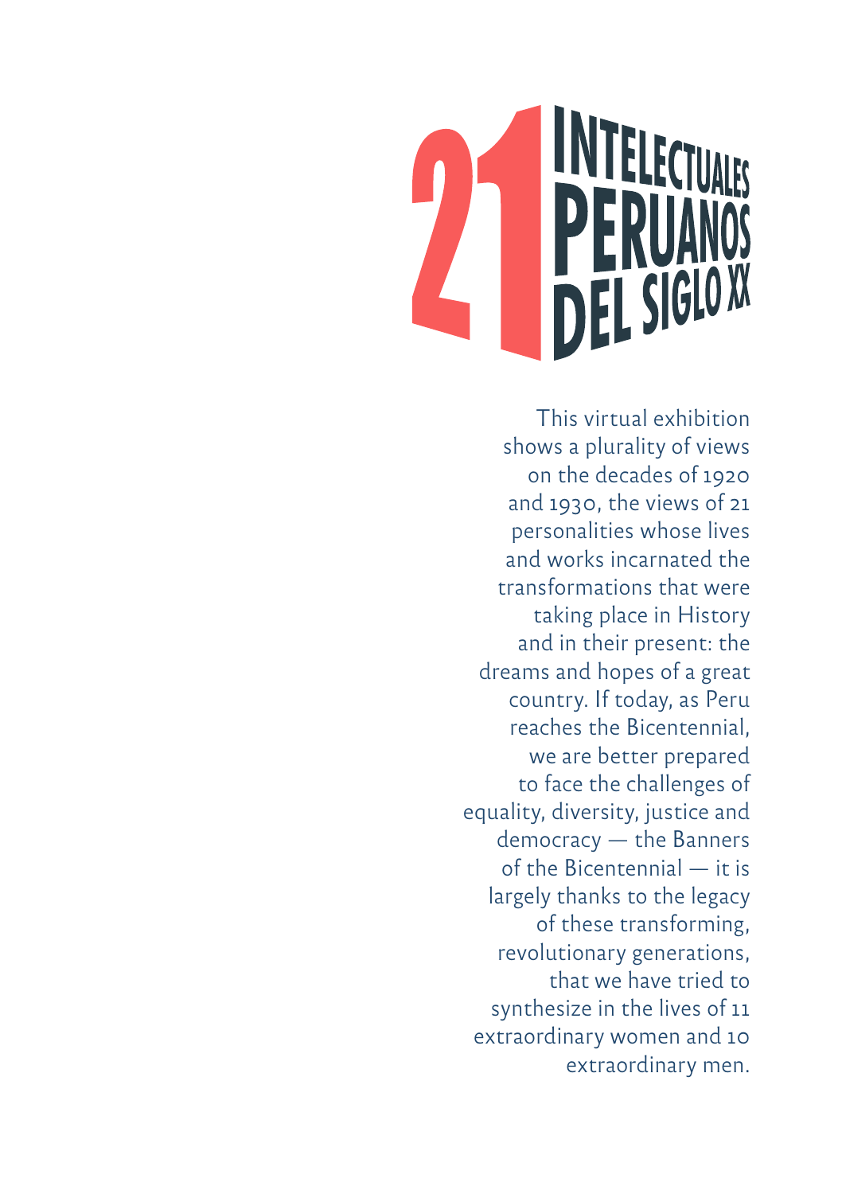# 21 INTELECTUALES PERUANOS DEL SIGLO XX

This virtual exhibition shows a plurality of views on the decades of 1920 and 1930, the views of 21 personalities whose lives and works incarnated the transformations that were taking place in History and in their present: the dreams and hopes of a great country. If today, as Peru reaches the Bicentennial, we are better prepared to face the challenges of equality, diversity, justice and democracy — the Banners of the Bicentennial — it is largely thanks to the legacy of these transforming, revolutionary generations, that we have tried to synthesize in the lives of 11 extraordinary women and 10 extraordinary men.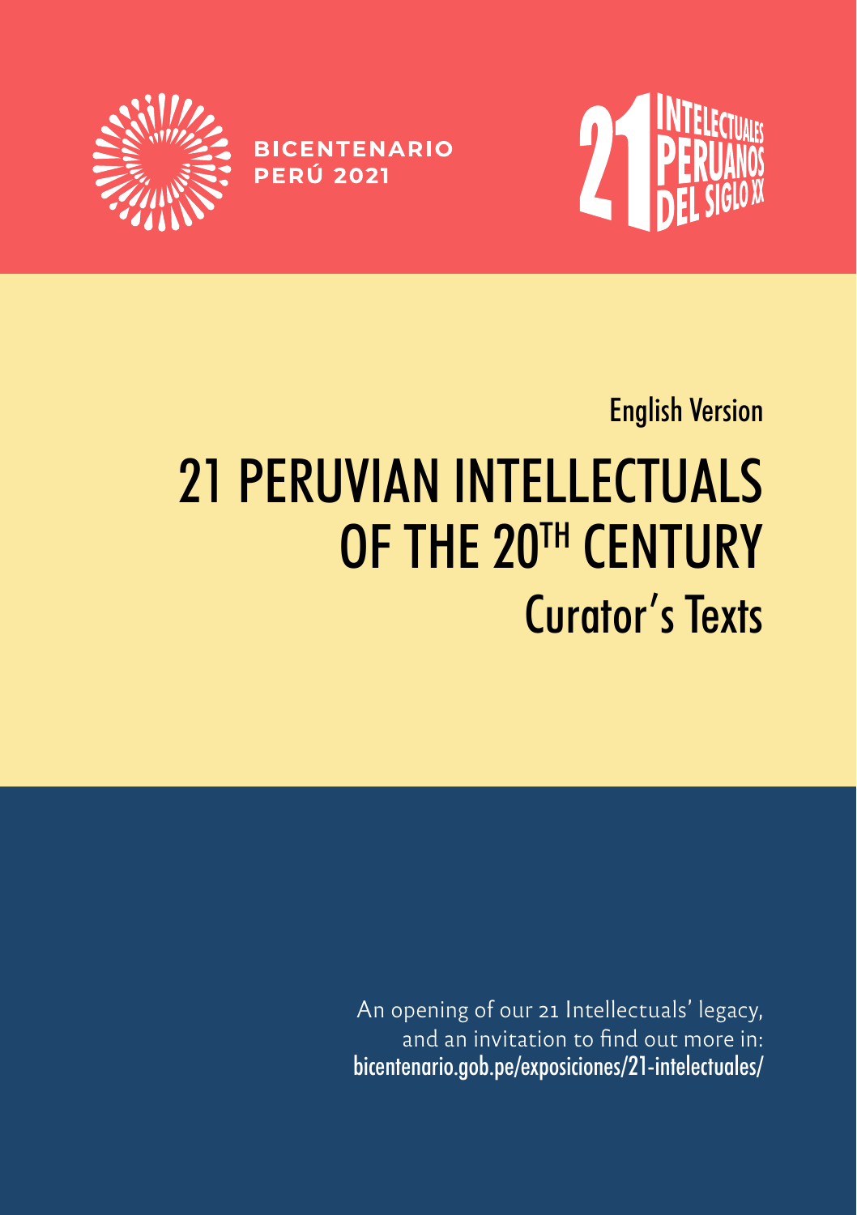BICENTENARIO
PERÚ 2021

21 INTELECTUALES PERUANOS DEL SIGLO XX

English Version

# 21 PERUVIAN INTELLECTUALS OF THE 20TH CENTURY

## Curator's Texts

An opening of our 21 Intellectuals' legacy,
and an invitation to find out more in:
bicentenario.gob.pe/exposiciones/21-intelectuales/